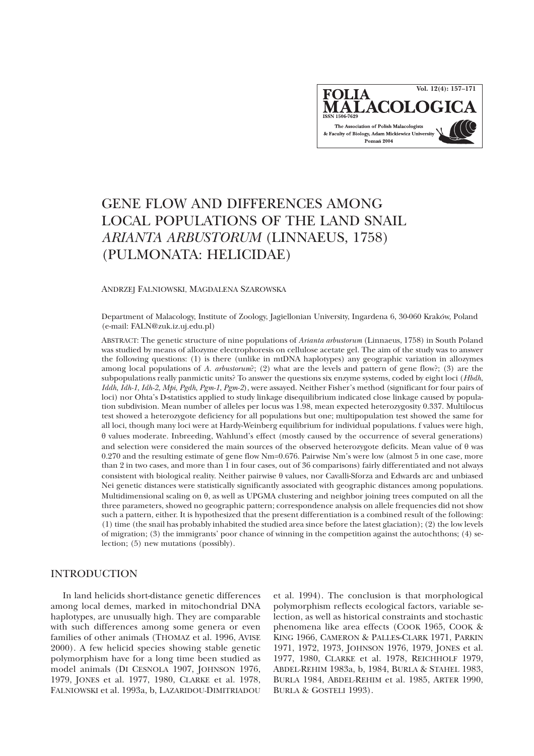# GENE FLOW AND DIFFERENCES AMONG LOCAL POPULATIONS OF THE LAND SNAIL *ARIANTA ARBUSTORUM* (LINNAEUS, 1758) (PULMONATA: HELICIDAE)

ANDRZEJ FALNIOWSKI, MAGDALENA SZAROWSKA

Department of Malacology, Institute of Zoology, Jagiellonian University, Ingardena 6, 30-060 Kraków, Poland (e-mail: FALN@zuk.iz.uj.edu.pl)

ABSTRACT: The genetic structure of nine populations of *Arianta arbustorum* (Linnaeus, 1758) in South Poland was studied by means of allozyme electrophoresis on cellulose acetate gel. The aim of the study was to answer the following questions: (1) is there (unlike in mtDNA haplotypes) any geographic variation in allozymes among local populations of *A. arbustorum*?; (2) what are the levels and pattern of gene flow?; (3) are the subpopulations really panmictic units? To answer the questions six enzyme systems, coded by eight loci (*Hbdh*, *Iddh*, *Idh-1*, *Idh-2*, *Mpi*, *Pgdh*, *Pgm-1*, *Pgm-2*), were assayed. Neither Fisher's method (significant for four pairs of loci) nor Ohta's D-statistics applied to study linkage disequilibrium indicated close linkage caused by population subdivision. Mean number of alleles per locus was 1.98, mean expected heterozygosity 0.337. Multilocus test showed a heterozygote deficiency for all populations but one; multipopulation test showed the same for all loci, though many loci were at Hardy-Weinberg equilibrium for individual populations. f values were high, θ values moderate. Inbreeding, Wahlund's effect (mostly caused by the occurrence of several generations) and selection were considered the main sources of the observed heterozygote deficits. Mean value of θ was 0.270 and the resulting estimate of gene flow Nm=0.676. Pairwise Nm's were low (almost 5 in one case, more than 2 in two cases, and more than 1 in four cases, out of 36 comparisons) fairly differentiated and not always consistent with biological reality. Neither pairwise θ values, nor Cavalli-Sforza and Edwards arc and unbiased Nei genetic distances were statistically significantly associated with geographic distances among populations. Multidimensional scaling on θ, as well as UPGMA clustering and neighbor joining trees computed on all the three parameters, showed no geographic pattern; correspondence analysis on allele frequencies did not show such a pattern, either. It is hypothesized that the present differentiation is a combined result of the following: (1) time (the snail has probably inhabited the studied area since before the latest glaciation); (2) the low levels of migration; (3) the immigrants' poor chance of winning in the competition against the autochthons; (4) selection; (5) new mutations (possibly).

## INTRODUCTION

In land helicids short-distance genetic differences among local demes, marked in mitochondrial DNA haplotypes, are unusually high. They are comparable with such differences among some genera or even families of other animals (THOMAZ et al. 1996, AVISE 2000). A few helicid species showing stable genetic polymorphism have for a long time been studied as model animals (DI CESNOLA 1907, JOHNSON 1976, 1979, JONES et al. 1977, 1980, CLARKE et al. 1978, FALNIOWSKI et al. 1993a, b, LAZARIDOU-DIMITRIADOU et al. 1994). The conclusion is that morphological polymorphism reflects ecological factors, variable selection, as well as historical constraints and stochastic phenomena like area effects (COOK 1965, COOK & KING 1966, CAMERON & PALLES-CLARK 1971, PARKIN 1971, 1972, 1973, JOHNSON 1976, 1979, JONES et al. 1977, 1980, CLARKE et al. 1978, REICHHOLF 1979, ABDEL-REHIM 1983a, b, 1984, BURLA & STAHEL 1983, BURLA 1984, ABDEL-REHIM et al. 1985, ARTER 1990, BURLA & GOSTELI 1993).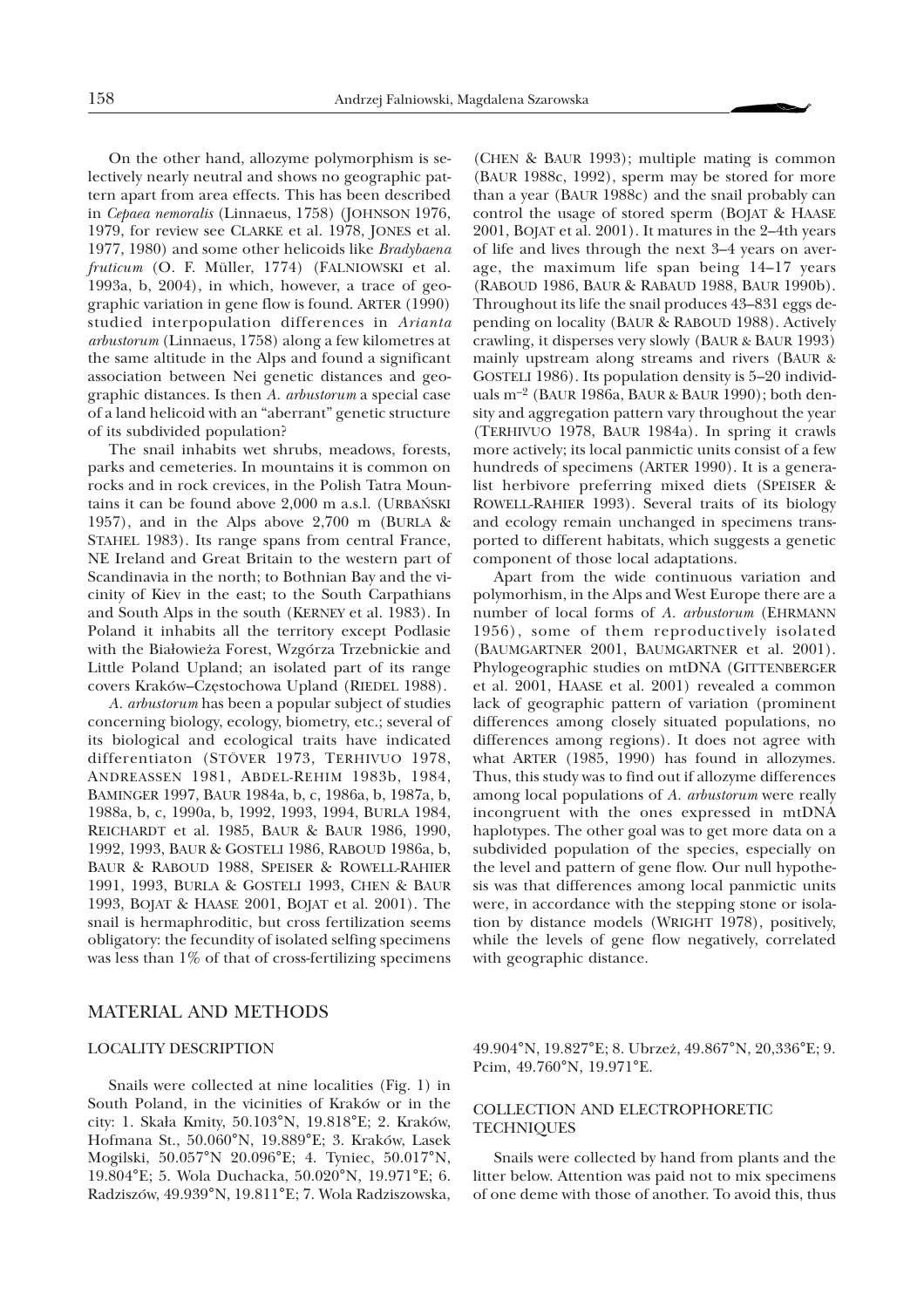On the other hand, allozyme polymorphism is selectively nearly neutral and shows no geographic pattern apart from area effects. This has been described in *Cepaea nemoralis* (Linnaeus, 1758) (JOHNSON 1976, 1979, for review see CLARKE et al. 1978, JONES et al. 1977, 1980) and some other helicoids like *Bradybaena fruticum* (O. F. Müller, 1774) (FALNIOWSKI et al. 1993a, b, 2004), in which, however, a trace of geographic variation in gene flow is found. ARTER (1990) studied interpopulation differences in *Arianta arbustorum* (Linnaeus, 1758) along a few kilometres at the same altitude in the Alps and found a significant association between Nei genetic distances and geographic distances. Is then *A. arbustorum* a special case of a land helicoid with an "aberrant" genetic structure of its subdivided population?

The snail inhabits wet shrubs, meadows, forests, parks and cemeteries. In mountains it is common on rocks and in rock crevices, in the Polish Tatra Mountains it can be found above 2,000 m a.s.l. (URBAŃSKI 1957), and in the Alps above 2,700 m (BURLA & STAHEL 1983). Its range spans from central France, NE Ireland and Great Britain to the western part of Scandinavia in the north; to Bothnian Bay and the vicinity of Kiev in the east; to the South Carpathians and South Alps in the south (KERNEY et al. 1983). In Poland it inhabits all the territory except Podlasie with the Białowieża Forest, Wzgórza Trzebnickie and Little Poland Upland; an isolated part of its range covers Kraków–Częstochowa Upland (RIEDEL 1988).

*A. arbustorum* has been a popular subject of studies concerning biology, ecology, biometry, etc.; several of its biological and ecological traits have indicated differentiaton (STÖVER 1973, TERHIVUO 1978, ANDREASSEN 1981, ABDEL-REHIM 1983b, 1984, BAMINGER 1997, BAUR 1984a, b, c, 1986a, b, 1987a, b, 1988a, b, c, 1990a, b, 1992, 1993, 1994, BURLA 1984, REICHARDT et al. 1985, BAUR & BAUR 1986, 1990, 1992, 1993, BAUR & GOSTELI 1986, RABOUD 1986a, b, BAUR & RABOUD 1988, SPEISER & ROWELL-RAHIER 1991, 1993, BURLA & GOSTELI 1993, CHEN & BAUR 1993, BOJAT & HAASE 2001, BOJAT et al. 2001). The snail is hermaphroditic, but cross fertilization seems obligatory: the fecundity of isolated selfing specimens was less than 1% of that of cross-fertilizing specimens (CHEN & BAUR 1993); multiple mating is common (BAUR 1988c, 1992), sperm may be stored for more than a year (BAUR 1988c) and the snail probably can control the usage of stored sperm (BOJAT & HAASE 2001, BOJAT et al. 2001). It matures in the 2–4th years of life and lives through the next 3–4 years on average, the maximum life span being 14–17 years (RABOUD 1986, BAUR & RABAUD 1988, BAUR 1990b). Throughout its life the snail produces 43–831 eggs depending on locality (BAUR & RABOUD 1988). Actively crawling, it disperses very slowly (BAUR & BAUR 1993) mainly upstream along streams and rivers (BAUR & GOSTELI 1986). Its population density is 5–20 individuals m$^{-2}$ (BAUR 1986a, BAUR & BAUR 1990); both density and aggregation pattern vary throughout the year (TERHIVUO 1978, BAUR 1984a). In spring it crawls more actively; its local panmictic units consist of a few hundreds of specimens (ARTER 1990). It is a generalist herbivore preferring mixed diets (SPEISER & ROWELL-RAHIER 1993). Several traits of its biology and ecology remain unchanged in specimens transported to different habitats, which suggests a genetic component of those local adaptations.

Apart from the wide continuous variation and polymorhism, in the Alps and West Europe there are a number of local forms of *A. arbustorum* (EHRMANN 1956), some of them reproductively isolated (BAUMGARTNER 2001, BAUMGARTNER et al. 2001). Phylogeographic studies on mtDNA (GITTENBERGER et al. 2001, HAASE et al. 2001) revealed a common lack of geographic pattern of variation (prominent differences among closely situated populations, no differences among regions). It does not agree with what ARTER (1985, 1990) has found in allozymes. Thus, this study was to find out if allozyme differences among local populations of *A. arbustorum* were really incongruent with the ones expressed in mtDNA haplotypes. The other goal was to get more data on a subdivided population of the species, especially on the level and pattern of gene flow. Our null hypothesis was that differences among local panmictic units were, in accordance with the stepping stone or isolation by distance models (WRIGHT 1978), positively, while the levels of gene flow negatively, correlated with geographic distance.

## MATERIAL AND METHODS

### LOCALITY DESCRIPTION

Snails were collected at nine localities (Fig. 1) in South Poland, in the vicinities of Kraków or in the city: 1. Skała Kmity, 50.103°N, 19.818°E; 2. Kraków, Hofmana St., 50.060°N, 19.889°E; 3. Kraków, Lasek Mogilski, 50.057°N 20.096°E; 4. Tyniec, 50.017°N, 19.804°E; 5. Wola Duchacka, 50.020°N, 19.971°E; 6. Radziszów, 49.939°N, 19.811°E; 7. Wola Radziszowska, 49.904°N, 19.827°E; 8. Ubrzeż, 49.867°N, 20,336°E; 9. Pcim, 49.760°N, 19.971°E.

### COLLECTION AND ELECTROPHORETIC TECHNIQUES

Snails were collected by hand from plants and the litter below. Attention was paid not to mix specimens of one deme with those of another. To avoid this, thus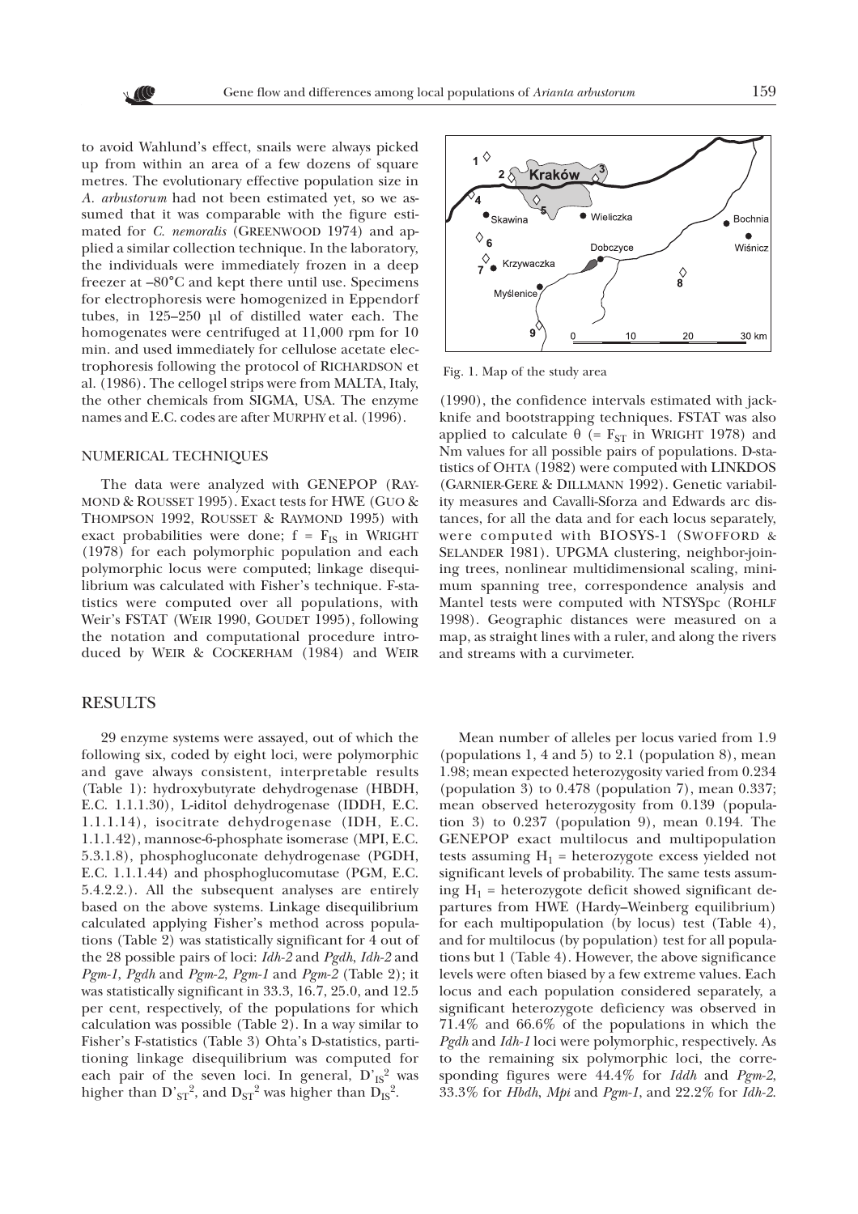to avoid Wahlund's effect, snails were always picked up from within an area of a few dozens of square metres. The evolutionary effective population size in *A. arbustorum* had not been estimated yet, so we assumed that it was comparable with the figure estimated for *C. nemoralis* (GREENWOOD 1974) and applied a similar collection technique. In the laboratory, the individuals were immediately frozen in a deep freezer at –80°C and kept there until use. Specimens for electrophoresis were homogenized in Eppendorf tubes, in 125–250 µl of distilled water each. The homogenates were centrifuged at 11,000 rpm for 10 min. and used immediately for cellulose acetate electrophoresis following the protocol of RICHARDSON et al. (1986). The cellogel strips were from MALTA, Italy, the other chemicals from SIGMA, USA. The enzyme names and E.C. codes are after MURPHY et al. (1996).

### NUMERICAL TECHNIQUES

The data were analyzed with GENEPOP (RAYMOND & ROUSSET 1995). Exact tests for HWE (GUO & THOMPSON 1992, ROUSSET & RAYMOND 1995) with exact probabilities were done; $f = F_{IS}$ in WRIGHT (1978) for each polymorphic population and each polymorphic locus were computed; linkage disequilibrium was calculated with Fisher's technique. F-statistics were computed over all populations, with Weir's FSTAT (WEIR 1990, GOUDET 1995), following the notation and computational procedure introduced by WEIR & COCKERHAM (1984) and WEIR (1990), the confidence intervals estimated with jackknife and bootstrapping techniques. FSTAT was also applied to calculate $\theta$ (= $F_{ST}$ in WRIGHT 1978) and Nm values for all possible pairs of populations. D-statistics of OHTA (1982) were computed with LINKDOS (GARNIER-GERE & DILLMANN 1992). Genetic variability measures and Cavalli-Sforza and Edwards arc distances, for all the data and for each locus separately, were computed with BIOSYS-1 (SWOFFORD & SELANDER 1981). UPGMA clustering, neighbor-joining trees, nonlinear multidimensional scaling, minimum spanning tree, correspondence analysis and Mantel tests were computed with NTSYSpc (ROHLF 1998). Geographic distances were measured on a map, as straight lines with a ruler, and along the rivers and streams with a curvimeter.

Fig. 1. Map of the study area

## RESULTS

29 enzyme systems were assayed, out of which the following six, coded by eight loci, were polymorphic and gave always consistent, interpretable results (Table 1): hydroxybutyrate dehydrogenase (HBDH, E.C. 1.1.1.30), L-iditol dehydrogenase (IDDH, E.C. 1.1.1.14), isocitrate dehydrogenase (IDH, E.C. 1.1.1.42), mannose-6-phosphate isomerase (MPI, E.C. 5.3.1.8), phosphogluconate dehydrogenase (PGDH, E.C. 1.1.1.44) and phosphoglucomutase (PGM, E.C. 5.4.2.2.). All the subsequent analyses are entirely based on the above systems. Linkage disequilibrium calculated applying Fisher's method across populations (Table 2) was statistically significant for 4 out of the 28 possible pairs of loci: *Idh-2* and *Pgdh*, *Idh-2* and *Pgm-1*, *Pgdh* and *Pgm-2*, *Pgm-1* and *Pgm-2* (Table 2); it was statistically significant in 33.3, 16.7, 25.0, and 12.5 per cent, respectively, of the populations for which calculation was possible (Table 2). In a way similar to Fisher's F-statistics (Table 3) Ohta's D-statistics, partitioning linkage disequilibrium was computed for each pair of the seven loci. In general, $D'^2_{IS}$ was higher than $D'^2_{ST}$, and $D^2_{ST}$ was higher than $D^2_{IS}$.

Mean number of alleles per locus varied from 1.9 (populations 1, 4 and 5) to 2.1 (population 8), mean 1.98; mean expected heterozygosity varied from 0.234 (population 3) to 0.478 (population 7), mean 0.337; mean observed heterozygosity from 0.139 (population 3) to 0.237 (population 9), mean 0.194. The GENEPOP exact multilocus and multipopulation tests assuming $H_1$ = heterozygote excess yielded not significant levels of probability. The same tests assuming $H_1$ = heterozygote deficit showed significant departures from HWE (Hardy–Weinberg equilibrium) for each multipopulation (by locus) test (Table 4), and for multilocus (by population) test for all populations but 1 (Table 4). However, the above significance levels were often biased by a few extreme values. Each locus and each population considered separately, a significant heterozygote deficiency was observed in 71.4% and 66.6% of the populations in which the *Pgdh* and *Idh-1* loci were polymorphic, respectively. As to the remaining six polymorphic loci, the corresponding figures were 44.4% for *Iddh* and *Pgm-2*, 33.3% for *Hbdh*, *Mpi* and *Pgm-1*, and 22.2% for *Idh-2*.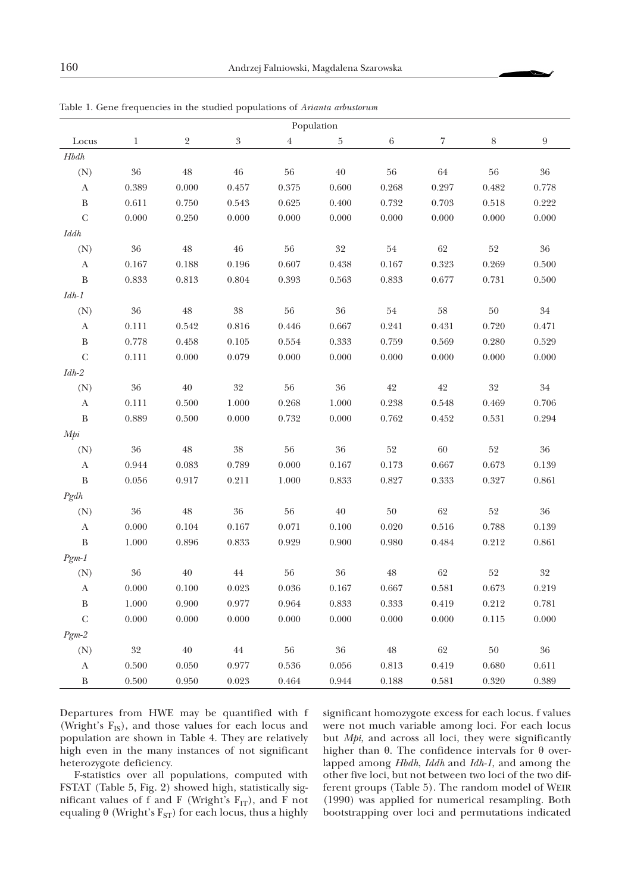Table 1. Gene frequencies in the studied populations of *Arianta arbustorum*

| | Population | | | | | | | | |
|---|---|---|---|---|---|---|---|---|---|
| Locus | 1 | 2 | 3 | 4 | 5 | 6 | 7 | 8 | 9 |
| *Hbdh* | | | | | | | | | |
| (N) | 36 | 48 | 46 | 56 | 40 | 56 | 64 | 56 | 36 |
| A | 0.389 | 0.000 | 0.457 | 0.375 | 0.600 | 0.268 | 0.297 | 0.482 | 0.778 |
| B | 0.611 | 0.750 | 0.543 | 0.625 | 0.400 | 0.732 | 0.703 | 0.518 | 0.222 |
| C | 0.000 | 0.250 | 0.000 | 0.000 | 0.000 | 0.000 | 0.000 | 0.000 | 0.000 |
| *Iddh* | | | | | | | | | |
| (N) | 36 | 48 | 46 | 56 | 32 | 54 | 62 | 52 | 36 |
| A | 0.167 | 0.188 | 0.196 | 0.607 | 0.438 | 0.167 | 0.323 | 0.269 | 0.500 |
| B | 0.833 | 0.813 | 0.804 | 0.393 | 0.563 | 0.833 | 0.677 | 0.731 | 0.500 |
| *Idh-1* | | | | | | | | | |
| (N) | 36 | 48 | 38 | 56 | 36 | 54 | 58 | 50 | 34 |
| A | 0.111 | 0.542 | 0.816 | 0.446 | 0.667 | 0.241 | 0.431 | 0.720 | 0.471 |
| B | 0.778 | 0.458 | 0.105 | 0.554 | 0.333 | 0.759 | 0.569 | 0.280 | 0.529 |
| C | 0.111 | 0.000 | 0.079 | 0.000 | 0.000 | 0.000 | 0.000 | 0.000 | 0.000 |
| *Idh-2* | | | | | | | | | |
| (N) | 36 | 40 | 32 | 56 | 36 | 42 | 42 | 32 | 34 |
| A | 0.111 | 0.500 | 1.000 | 0.268 | 1.000 | 0.238 | 0.548 | 0.469 | 0.706 |
| B | 0.889 | 0.500 | 0.000 | 0.732 | 0.000 | 0.762 | 0.452 | 0.531 | 0.294 |
| *Mpi* | | | | | | | | | |
| (N) | 36 | 48 | 38 | 56 | 36 | 52 | 60 | 52 | 36 |
| A | 0.944 | 0.083 | 0.789 | 0.000 | 0.167 | 0.173 | 0.667 | 0.673 | 0.139 |
| B | 0.056 | 0.917 | 0.211 | 1.000 | 0.833 | 0.827 | 0.333 | 0.327 | 0.861 |
| *Pgdh* | | | | | | | | | |
| (N) | 36 | 48 | 36 | 56 | 40 | 50 | 62 | 52 | 36 |
| A | 0.000 | 0.104 | 0.167 | 0.071 | 0.100 | 0.020 | 0.516 | 0.788 | 0.139 |
| B | 1.000 | 0.896 | 0.833 | 0.929 | 0.900 | 0.980 | 0.484 | 0.212 | 0.861 |
| *Pgm-1* | | | | | | | | | |
| (N) | 36 | 40 | 44 | 56 | 36 | 48 | 62 | 52 | 32 |
| A | 0.000 | 0.100 | 0.023 | 0.036 | 0.167 | 0.667 | 0.581 | 0.673 | 0.219 |
| B | 1.000 | 0.900 | 0.977 | 0.964 | 0.833 | 0.333 | 0.419 | 0.212 | 0.781 |
| C | 0.000 | 0.000 | 0.000 | 0.000 | 0.000 | 0.000 | 0.000 | 0.115 | 0.000 |
| *Pgm-2* | | | | | | | | | |
| (N) | 32 | 40 | 44 | 56 | 36 | 48 | 62 | 50 | 36 |
| A | 0.500 | 0.050 | 0.977 | 0.536 | 0.056 | 0.813 | 0.419 | 0.680 | 0.611 |
| B | 0.500 | 0.950 | 0.023 | 0.464 | 0.944 | 0.188 | 0.581 | 0.320 | 0.389 |

Departures from HWE may be quantified with f (Wright's $F_{IS}$), and those values for each locus and population are shown in Table 4. They are relatively high even in the many instances of not significant heterozygote deficiency.

F-statistics over all populations, computed with FSTAT (Table 5, Fig. 2) showed high, statistically significant values of f and F (Wright's $F_{IT}$), and F not equaling θ (Wright's $F_{ST}$) for each locus, thus a highly significant homozygote excess for each locus. f values were not much variable among loci. For each locus but *Mpi*, and across all loci, they were significantly higher than θ. The confidence intervals for θ overlapped among *Hbdh*, *Iddh* and *Idh-1*, and among the other five loci, but not between two loci of the two different groups (Table 5). The random model of WEIR (1990) was applied for numerical resampling. Both bootstrapping over loci and permutations indicated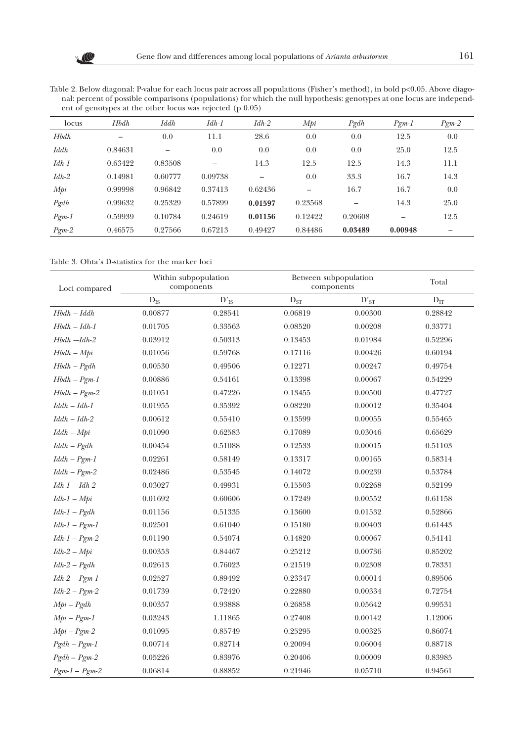Table 2. Below diagonal: P-value for each locus pair across all populations (Fisher's method), in bold p<0.05. Above diagonal: percent of possible comparisons (populations) for which the null hypothesis: genotypes at one locus are independent of genotypes at the other locus was rejected (p 0.05)

| locus | *Hbdh* | *Iddh* | *Idh-1* | *Idh-2* | *Mpi* | *Pgdh* | *Pgm-1* | *Pgm-2* |
|---|---|---|---|---|---|---|---|---|
| *Hbdh* | – | 0.0 | 11.1 | 28.6 | 0.0 | 0.0 | 12.5 | 0.0 |
| *Iddh* | 0.84631 | – | 0.0 | 0.0 | 0.0 | 0.0 | 25.0 | 12.5 |
| *Idh-1* | 0.63422 | 0.83508 | – | 14.3 | 12.5 | 12.5 | 14.3 | 11.1 |
| *Idh-2* | 0.14981 | 0.60777 | 0.09738 | – | 0.0 | 33.3 | 16.7 | 14.3 |
| *Mpi* | 0.99998 | 0.96842 | 0.37413 | 0.62436 | – | 16.7 | 16.7 | 0.0 |
| *Pgdh* | 0.99632 | 0.25329 | 0.57899 | **0.01597** | 0.23568 | – | 14.3 | 25.0 |
| *Pgm-1* | 0.59939 | 0.10784 | 0.24619 | **0.01156** | 0.12422 | 0.20608 | – | 12.5 |
| *Pgm-2* | 0.46575 | 0.27566 | 0.67213 | 0.49427 | 0.84486 | **0.03489** | **0.00948** | – |

Table 3. Ohta's D-statistics for the marker loci

| Loci compared | Within subpopulation components | | Between subpopulation components | | Total |
|---|---|---|---|---|---|
| | $D_{IS}$ | $D'_{IS}$ | $D_{ST}$ | $D'_{ST}$ | $D_{IT}$ |
| *Hbdh – Iddh* | 0.00877 | 0.28541 | 0.06819 | 0.00300 | 0.28842 |
| *Hbdh – Idh-1* | 0.01705 | 0.33563 | 0.08520 | 0.00208 | 0.33771 |
| *Hbdh –Idh-2* | 0.03912 | 0.50313 | 0.13453 | 0.01984 | 0.52296 |
| *Hbdh – Mpi* | 0.01056 | 0.59768 | 0.17116 | 0.00426 | 0.60194 |
| *Hbdh – Pgdh* | 0.00530 | 0.49506 | 0.12271 | 0.00247 | 0.49754 |
| *Hbdh – Pgm-1* | 0.00886 | 0.54161 | 0.13398 | 0.00067 | 0.54229 |
| *Hbdh – Pgm-2* | 0.01051 | 0.47226 | 0.13455 | 0.00500 | 0.47727 |
| *Iddh – Idh-1* | 0.01955 | 0.35392 | 0.08220 | 0.00012 | 0.35404 |
| *Iddh – Idh-2* | 0.00612 | 0.55410 | 0.13599 | 0.00055 | 0.55465 |
| *Iddh – Mpi* | 0.01090 | 0.62583 | 0.17089 | 0.03046 | 0.65629 |
| *Iddh – Pgdh* | 0.00454 | 0.51088 | 0.12533 | 0.00015 | 0.51103 |
| *Iddh – Pgm-1* | 0.02261 | 0.58149 | 0.13317 | 0.00165 | 0.58314 |
| *Iddh – Pgm-2* | 0.02486 | 0.53545 | 0.14072 | 0.00239 | 0.53784 |
| *Idh-1 – Idh-2* | 0.03027 | 0.49931 | 0.15503 | 0.02268 | 0.52199 |
| *Idh-1 – Mpi* | 0.01692 | 0.60606 | 0.17249 | 0.00552 | 0.61158 |
| *Idh-1 – Pgdh* | 0.01156 | 0.51335 | 0.13600 | 0.01532 | 0.52866 |
| *Idh-1 – Pgm-1* | 0.02501 | 0.61040 | 0.15180 | 0.00403 | 0.61443 |
| *Idh-1 – Pgm-2* | 0.01190 | 0.54074 | 0.14820 | 0.00067 | 0.54141 |
| *Idh-2 – Mpi* | 0.00353 | 0.84467 | 0.25212 | 0.00736 | 0.85202 |
| *Idh-2 – Pgdh* | 0.02613 | 0.76023 | 0.21519 | 0.02308 | 0.78331 |
| *Idh-2 – Pgm-1* | 0.02527 | 0.89492 | 0.23347 | 0.00014 | 0.89506 |
| *Idh-2 – Pgm-2* | 0.01739 | 0.72420 | 0.22880 | 0.00334 | 0.72754 |
| *Mpi – Pgdh* | 0.00357 | 0.93888 | 0.26858 | 0.05642 | 0.99531 |
| *Mpi – Pgm-1* | 0.03243 | 1.11865 | 0.27408 | 0.00142 | 1.12006 |
| *Mpi – Pgm-2* | 0.01095 | 0.85749 | 0.25295 | 0.00325 | 0.86074 |
| *Pgdh – Pgm-1* | 0.00714 | 0.82714 | 0.20094 | 0.06004 | 0.88718 |
| *Pgdh – Pgm-2* | 0.05226 | 0.83976 | 0.20406 | 0.00009 | 0.83985 |
| *Pgm-1 – Pgm-2* | 0.06814 | 0.88852 | 0.21946 | 0.05710 | 0.94561 |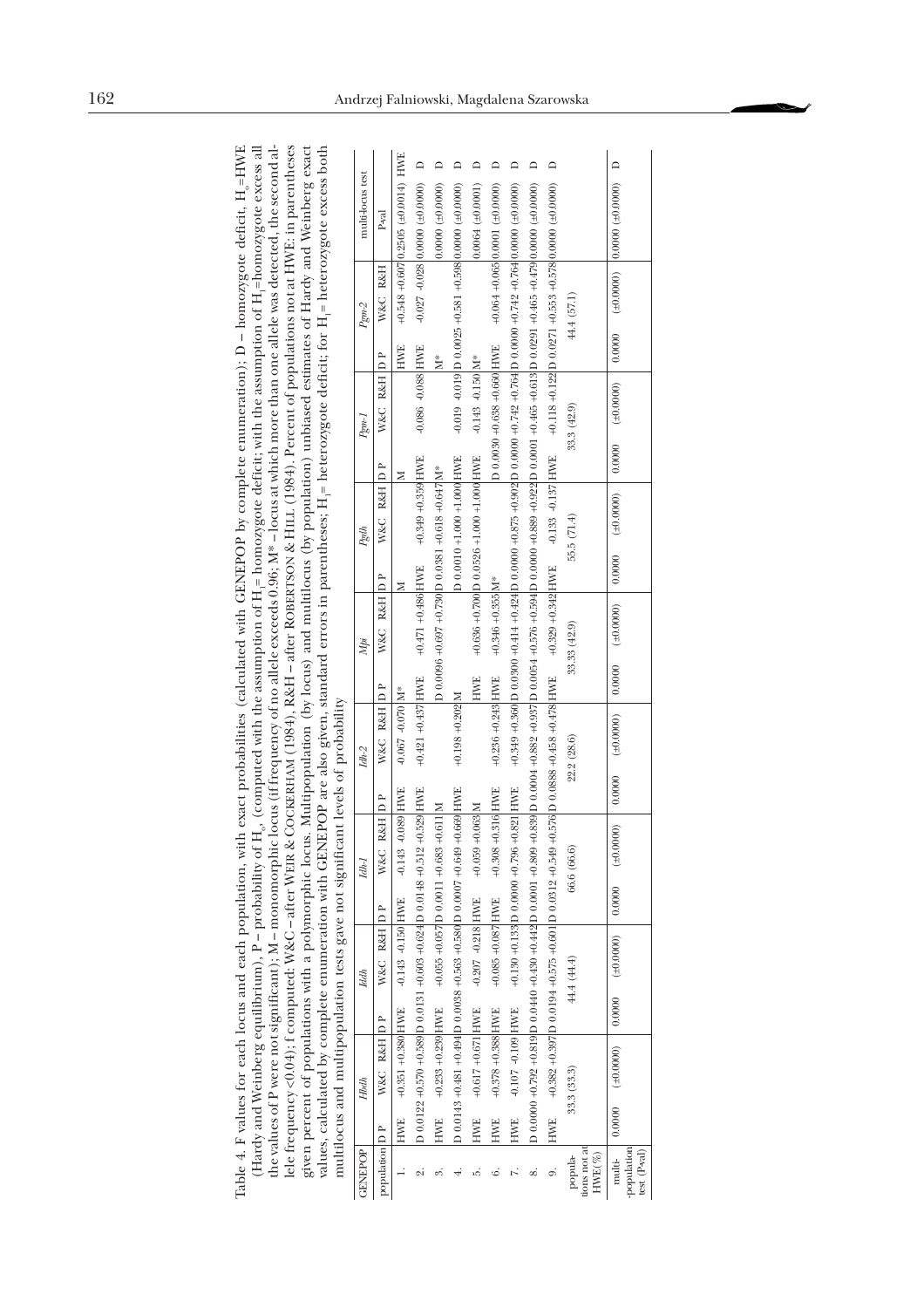Table 4. F values for each locus and each population, with exact probabilities (calculated with GENEPOP by complete enumeration); D – homozygote deficit, $H_o$=HWE (Hardy and Weinberg equilibrium), P – probability of $H_o$, (computed with the assumption of $H_1$= homozygote deficit; with the assumption of $H_1$=homozygote excess all the values of P were not significant); M – monomorphic locus (if frequency of no allele exceeds 0.96; M* – locus at which more than one allele was detected, the second allele frequency <0.04); f computed: W&C – after WEIR & COCKERHAM (1984), R&H – after ROBERTSON & HILL (1984). Percent of populations not at HWE: in parentheses given percent of populations with a polymorphic locus. Multipopulation (by locus) and multilocus (by population) unbiased estimates of Hardy and Weinberg exact values, calculated by complete enumeration with GENEPOP are also given, standard errors in parentheses; $H_1$= heterozygote deficit; for $H_1$= heterozygote excess both multilocus and multipopulation tests gave not significant levels of probability

| GENEPOP | *Hbdh* | | | | *Iddh* | | | | *Idh-1* | | | | *Idh-2* | | | | *Mpi* | | | | *Pgdh* | | | | *Pgm-1* | | | | *Pgm-2* | | | | multi-locus test | |
|---|---|---|---|---|---|---|---|---|---|---|---|---|---|---|---|---|---|---|---|---|---|---|---|---|---|---|---|---|---|---|---|---|---|---|
| population | D | P | W&C | R&H | D | P | W&C | R&H | D | P | W&C | R&H | D | P | W&C | R&H | D | P | W&C | R&H | D | P | W&C | R&H | D | P | W&C | R&H | D | P | W&C | R&H | P-val | |
| 1. | HWE | | +0.351 | +0.380 | HWE | | -0.143 | -0.150 | HWE | | -0.143 | -0.089 | HWE | | -0.067 | -0.070 | M* | | | | M | | | | M | | | | HWE | | +0.548 | +0.607 | 0.2505 (±0.0014) | HWE |
| 2. | D | 0.0122 | +0.570 | +0.589 | D | 0.0131 | +0.603 | +0.624 | D | 0.0148 | +0.512 | +0.529 | HWE | | +0.421 | +0.437 | HWE | | +0.471 | +0.486 | HWE | | +0.349 | +0.359 | HWE | | -0.086 | -0.088 | HWE | | -0.027 | -0.028 | 0.0000 (±0.0000) | D |
| 3. | HWE | | +0.233 | +0.239 | HWE | | +0.055 | +0.057 | D | 0.0011 | +0.683 | +0.611 | M | | | | D | 0.0096 | +0.697 | +0.730 | D | 0.0381 | +0.618 | +0.647 | M* | | | | M* | | | | 0.0000 (±0.0000) | D |
| 4. | D | 0.0143 | +0.481 | +0.494 | D | 0.0038 | +0.563 | +0.580 | D | 0.0007 | +0.649 | +0.669 | HWE | | +0.198 | +0.202 | M | | | | D | 0.0010 | +1.000 | +1.000 | HWE | | -0.019 | -0.019 | D | 0.0025 | +0.581 | +0.598 | 0.0000 (±0.0000) | D |
| 5. | HWE | | +0.617 | +0.671 | HWE | | -0.207 | -0.218 | HWE | | +0.059 | +0.063 | M | | | | HWE | | +0.636 | +0.700 | D | 0.0526 | +1.000 | +1.000 | HWE | | -0.143 | -0.150 | M* | | | | 0.0064 (±0.0001) | D |
| 6. | HWE | | +0.378 | +0.388 | HWE | | +0.085 | +0.087 | HWE | | +0.308 | +0.316 | HWE | | +0.236 | +0.243 | HWE | | +0.346 | +0.355 | M* | | | | D | 0.0030 | +0.638 | +0.660 | HWE | | +0.064 | +0.065 | 0.0001 (±0.0000) | D |
| 7. | HWE | | -0.107 | -0.109 | HWE | | +0.130 | +0.133 | D | 0.0000 | +0.796 | +0.821 | HWE | | +0.349 | +0.360 | D | 0.0300 | +0.414 | +0.424 | D | 0.0000 | +0.875 | +0.902 | D | 0.0000 | +0.742 | +0.764 | D | 0.0000 | +0.742 | +0.764 | 0.0000 (±0.0000) | D |
| 8. | D | 0.0000 | +0.792 | +0.819 | D | 0.0440 | +0.430 | +0.442 | D | 0.0001 | +0.809 | +0.839 | D | 0.0004 | +0.882 | +0.937 | D | 0.0054 | +0.576 | +0.594 | D | 0.0000 | +0.889 | +0.922 | D | 0.0001 | +0.465 | +0.613 | D | 0.0291 | +0.465 | +0.479 | 0.0000 (±0.0000) | D |
| 9. | HWE | | +0.382 | +0.397 | D | 0.0194 | +0.575 | +0.601 | D | 0.0312 | +0.549 | +0.576 | D | 0.0888 | +0.458 | +0.478 | HWE | | +0.329 | +0.342 | HWE | | -0.133 | -0.137 | HWE | | +0.118 | +0.122 | D | 0.0271 | +0.553 | +0.578 | 0.0000 (±0.0000) | D |
| populations not at HWE(%) | 33.3 (33.3) | | | | 44.4 (44.4) | | | | 66.6 (66.6) | | | | 22.2 (28.6) | | | | 33.33 (42.9) | | | | 55.5 (71.4) | | | | 33.3 (42.9) | | | | 44.4 (57.1) | | | | | |
| multi-population test (P-val) | 0.0000 (±0.0000) | | | | 0.0000 (±0.0000) | | | | 0.0000 (±0.0000) | | | | 0.0000 (±0.0000) | | | | 0.0000 (±0.0000) | | | | 0.0000 (±0.0000) | | | | 0.0000 (±0.0000) | | | | 0.0000 (±0.0000) | | | | 0.0000 (±0.0000) | D |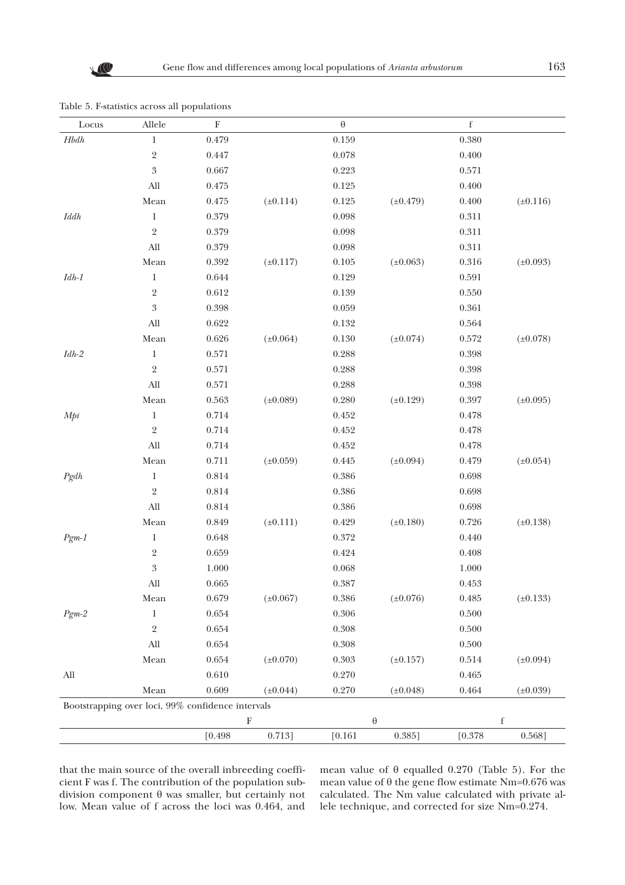Table 5. F-statistics across all populations

| Locus | Allele | F | | θ | | f | |
|---|---|---|---|---|---|---|---|
| *Hbdh* | 1 | 0.479 | | 0.159 | | 0.380 | |
| | 2 | 0.447 | | 0.078 | | 0.400 | |
| | 3 | 0.667 | | 0.223 | | 0.571 | |
| | All | 0.475 | | 0.125 | | 0.400 | |
| | Mean | 0.475 | (±0.114) | 0.125 | (±0.479) | 0.400 | (±0.116) |
| *Iddh* | 1 | 0.379 | | 0.098 | | 0.311 | |
| | 2 | 0.379 | | 0.098 | | 0.311 | |
| | All | 0.379 | | 0.098 | | 0.311 | |
| | Mean | 0.392 | (±0.117) | 0.105 | (±0.063) | 0.316 | (±0.093) |
| *Idh-1* | 1 | 0.644 | | 0.129 | | 0.591 | |
| | 2 | 0.612 | | 0.139 | | 0.550 | |
| | 3 | 0.398 | | 0.059 | | 0.361 | |
| | All | 0.622 | | 0.132 | | 0.564 | |
| | Mean | 0.626 | (±0.064) | 0.130 | (±0.074) | 0.572 | (±0.078) |
| *Idh-2* | 1 | 0.571 | | 0.288 | | 0.398 | |
| | 2 | 0.571 | | 0.288 | | 0.398 | |
| | All | 0.571 | | 0.288 | | 0.398 | |
| | Mean | 0.563 | (±0.089) | 0.280 | (±0.129) | 0.397 | (±0.095) |
| *Mpi* | 1 | 0.714 | | 0.452 | | 0.478 | |
| | 2 | 0.714 | | 0.452 | | 0.478 | |
| | All | 0.714 | | 0.452 | | 0.478 | |
| | Mean | 0.711 | (±0.059) | 0.445 | (±0.094) | 0.479 | (±0.054) |
| *Pgdh* | 1 | 0.814 | | 0.386 | | 0.698 | |
| | 2 | 0.814 | | 0.386 | | 0.698 | |
| | All | 0.814 | | 0.386 | | 0.698 | |
| | Mean | 0.849 | (±0.111) | 0.429 | (±0.180) | 0.726 | (±0.138) |
| *Pgm-1* | 1 | 0.648 | | 0.372 | | 0.440 | |
| | 2 | 0.659 | | 0.424 | | 0.408 | |
| | 3 | 1.000 | | 0.068 | | 1.000 | |
| | All | 0.665 | | 0.387 | | 0.453 | |
| | Mean | 0.679 | (±0.067) | 0.386 | (±0.076) | 0.485 | (±0.133) |
| *Pgm-2* | 1 | 0.654 | | 0.306 | | 0.500 | |
| | 2 | 0.654 | | 0.308 | | 0.500 | |
| | All | 0.654 | | 0.308 | | 0.500 | |
| | Mean | 0.654 | (±0.070) | 0.303 | (±0.157) | 0.514 | (±0.094) |
| All | | 0.610 | | 0.270 | | 0.465 | |
| | Mean | 0.609 | (±0.044) | 0.270 | (±0.048) | 0.464 | (±0.039) |
| Bootstrapping over loci, 99% confidence intervals | | | | | | | |
| | | F | | θ | | f | |
| | | [0.498 | 0.713] | [0.161 | 0.385] | [0.378 | 0.568] |

that the main source of the overall inbreeding coefficient F was f. The contribution of the population subdivision component θ was smaller, but certainly not low. Mean value of f across the loci was 0.464, and mean value of θ equalled 0.270 (Table 5). For the mean value of θ the gene flow estimate Nm=0.676 was calculated. The Nm value calculated with private allele technique, and corrected for size Nm=0.274.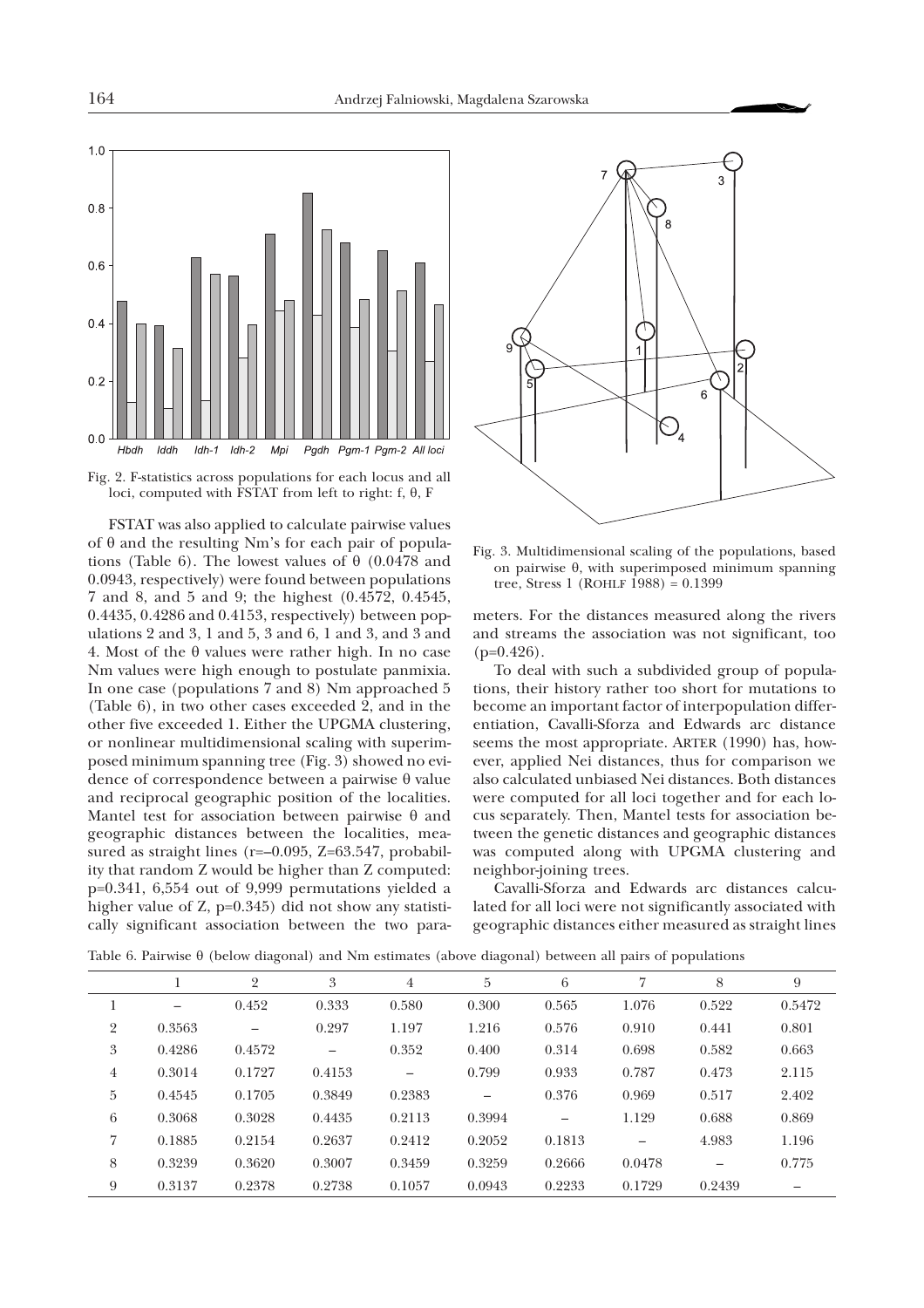Fig. 2. F-statistics across populations for each locus and all loci, computed with FSTAT from left to right: f, θ, F

FSTAT was also applied to calculate pairwise values of θ and the resulting Nm's for each pair of populations (Table 6). The lowest values of θ (0.0478 and 0.0943, respectively) were found between populations 7 and 8, and 5 and 9; the highest (0.4572, 0.4545, 0.4435, 0.4286 and 0.4153, respectively) between populations 2 and 3, 1 and 5, 3 and 6, 1 and 3, and 3 and 4. Most of the θ values were rather high. In no case Nm values were high enough to postulate panmixia. In one case (populations 7 and 8) Nm approached 5 (Table 6), in two other cases exceeded 2, and in the other five exceeded 1. Either the UPGMA clustering, or nonlinear multidimensional scaling with superimposed minimum spanning tree (Fig. 3) showed no evidence of correspondence between a pairwise θ value and reciprocal geographic position of the localities. Mantel test for association between pairwise θ and geographic distances between the localities, measured as straight lines (r=–0.095, Z=63.547, probability that random Z would be higher than Z computed: p=0.341, 6,554 out of 9,999 permutations yielded a higher value of Z, p=0.345) did not show any statistically significant association between the two parameters. For the distances measured along the rivers and streams the association was not significant, too (p=0.426).

Fig. 3. Multidimensional scaling of the populations, based on pairwise θ, with superimposed minimum spanning tree, Stress 1 (ROHLF 1988) = 0.1399

To deal with such a subdivided group of populations, their history rather too short for mutations to become an important factor of interpopulation differentiation, Cavalli-Sforza and Edwards arc distance seems the most appropriate. ARTER (1990) has, however, applied Nei distances, thus for comparison we also calculated unbiased Nei distances. Both distances were computed for all loci together and for each locus separately. Then, Mantel tests for association between the genetic distances and geographic distances was computed along with UPGMA clustering and neighbor-joining trees.

Cavalli-Sforza and Edwards arc distances calculated for all loci were not significantly associated with geographic distances either measured as straight lines

Table 6. Pairwise θ (below diagonal) and Nm estimates (above diagonal) between all pairs of populations

| | 1 | 2 | 3 | 4 | 5 | 6 | 7 | 8 | 9 |
|---|---|---|---|---|---|---|---|---|---|
| 1 | – | 0.452 | 0.333 | 0.580 | 0.300 | 0.565 | 1.076 | 0.522 | 0.5472 |
| 2 | 0.3563 | – | 0.297 | 1.197 | 1.216 | 0.576 | 0.910 | 0.441 | 0.801 |
| 3 | 0.4286 | 0.4572 | – | 0.352 | 0.400 | 0.314 | 0.698 | 0.582 | 0.663 |
| 4 | 0.3014 | 0.1727 | 0.4153 | – | 0.799 | 0.933 | 0.787 | 0.473 | 2.115 |
| 5 | 0.4545 | 0.1705 | 0.3849 | 0.2383 | – | 0.376 | 0.969 | 0.517 | 2.402 |
| 6 | 0.3068 | 0.3028 | 0.4435 | 0.2113 | 0.3994 | – | 1.129 | 0.688 | 0.869 |
| 7 | 0.1885 | 0.2154 | 0.2637 | 0.2412 | 0.2052 | 0.1813 | – | 4.983 | 1.196 |
| 8 | 0.3239 | 0.3620 | 0.3007 | 0.3459 | 0.3259 | 0.2666 | 0.0478 | – | 0.775 |
| 9 | 0.3137 | 0.2378 | 0.2738 | 0.1057 | 0.0943 | 0.2233 | 0.1729 | 0.2439 | – |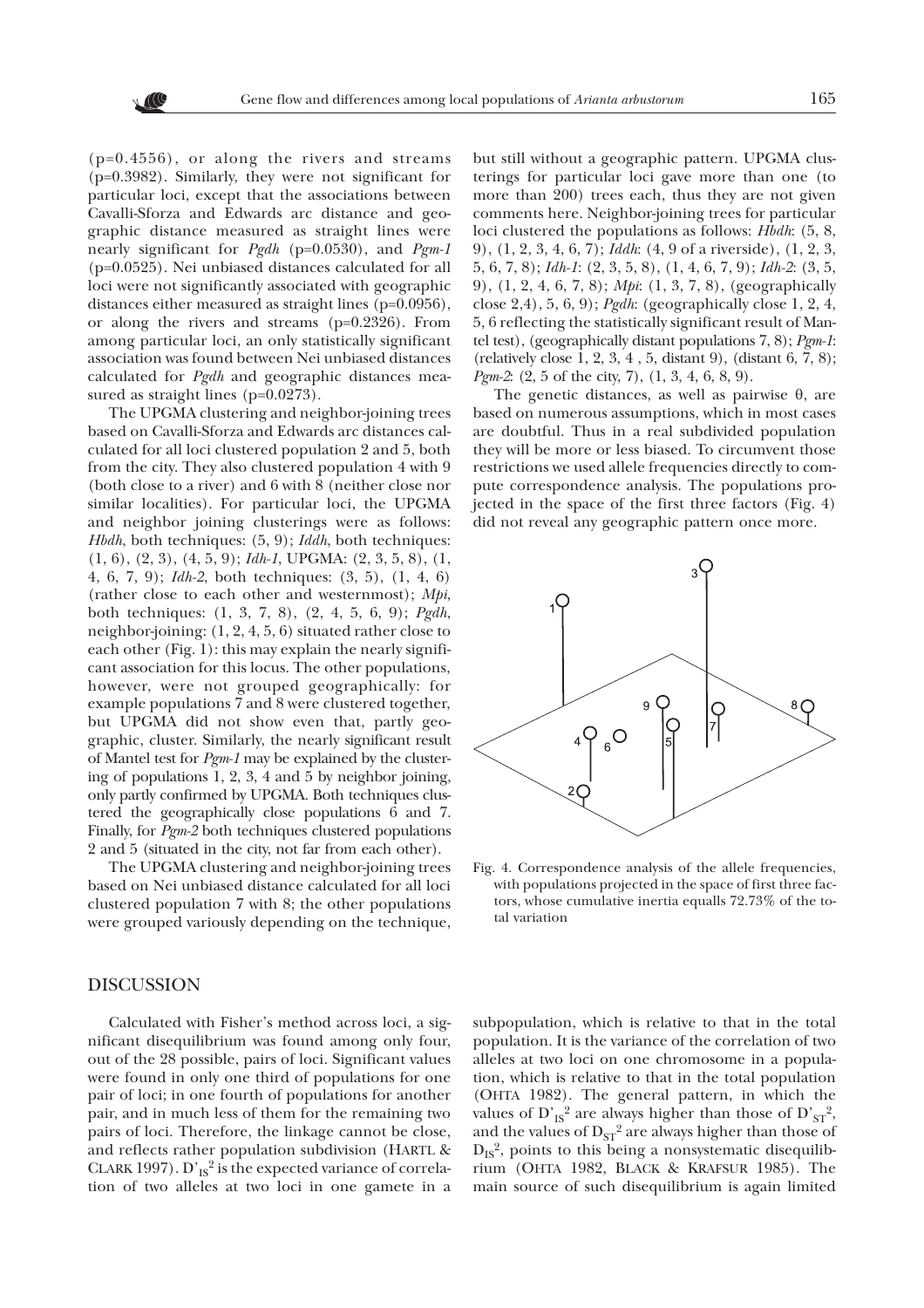(p=0.4556), or along the rivers and streams (p=0.3982). Similarly, they were not significant for particular loci, except that the associations between Cavalli-Sforza and Edwards arc distance and geographic distance measured as straight lines were nearly significant for *Pgdh* (p=0.0530), and *Pgm-1* (p=0.0525). Nei unbiased distances calculated for all loci were not significantly associated with geographic distances either measured as straight lines (p=0.0956), or along the rivers and streams (p=0.2326). From among particular loci, an only statistically significant association was found between Nei unbiased distances calculated for *Pgdh* and geographic distances measured as straight lines (p=0.0273).

The UPGMA clustering and neighbor-joining trees based on Cavalli-Sforza and Edwards arc distances calculated for all loci clustered population 2 and 5, both from the city. They also clustered population 4 with 9 (both close to a river) and 6 with 8 (neither close nor similar localities). For particular loci, the UPGMA and neighbor joining clusterings were as follows: *Hbdh*, both techniques: (5, 9); *Iddh*, both techniques: (1, 6), (2, 3), (4, 5, 9); *Idh-1*, UPGMA: (2, 3, 5, 8), (1, 4, 6, 7, 9); *Idh-2*, both techniques: (3, 5), (1, 4, 6) (rather close to each other and westernmost); *Mpi*, both techniques: (1, 3, 7, 8), (2, 4, 5, 6, 9); *Pgdh*, neighbor-joining: (1, 2, 4, 5, 6) situated rather close to each other (Fig. 1): this may explain the nearly significant association for this locus. The other populations, however, were not grouped geographically: for example populations 7 and 8 were clustered together, but UPGMA did not show even that, partly geographic, cluster. Similarly, the nearly significant result of Mantel test for *Pgm-1* may be explained by the clustering of populations 1, 2, 3, 4 and 5 by neighbor joining, only partly confirmed by UPGMA. Both techniques clustered the geographically close populations 6 and 7. Finally, for *Pgm-2* both techniques clustered populations 2 and 5 (situated in the city, not far from each other).

The UPGMA clustering and neighbor-joining trees based on Nei unbiased distance calculated for all loci clustered population 7 with 8; the other populations were grouped variously depending on the technique, but still without a geographic pattern. UPGMA clusterings for particular loci gave more than one (to more than 200) trees each, thus they are not given comments here. Neighbor-joining trees for particular loci clustered the populations as follows: *Hbdh*: (5, 8, 9), (1, 2, 3, 4, 6, 7); *Iddh*: (4, 9 of a riverside), (1, 2, 3, 5, 6, 7, 8); *Idh-1*: (2, 3, 5, 8), (1, 4, 6, 7, 9); *Idh-2*: (3, 5, 9), (1, 2, 4, 6, 7, 8); *Mpi*: (1, 3, 7, 8), (geographically close 2,4), 5, 6, 9); *Pgdh*: (geographically close 1, 2, 4, 5, 6 reflecting the statistically significant result of Mantel test), (geographically distant populations 7, 8); *Pgm-1*: (relatively close 1, 2, 3, 4 , 5, distant 9), (distant 6, 7, 8); *Pgm-2*: (2, 5 of the city, 7), (1, 3, 4, 6, 8, 9).

The genetic distances, as well as pairwise θ, are based on numerous assumptions, which in most cases are doubtful. Thus in a real subdivided population they will be more or less biased. To circumvent those restrictions we used allele frequencies directly to compute correspondence analysis. The populations projected in the space of the first three factors (Fig. 4) did not reveal any geographic pattern once more.

Fig. 4. Correspondence analysis of the allele frequencies, with populations projected in the space of first three factors, whose cumulative inertia equalls 72.73% of the total variation

## DISCUSSION

Calculated with Fisher's method across loci, a significant disequilibrium was found among only four, out of the 28 possible, pairs of loci. Significant values were found in only one third of populations for one pair of loci; in one fourth of populations for another pair, and in much less of them for the remaining two pairs of loci. Therefore, the linkage cannot be close, and reflects rather population subdivision (HARTL & CLARK 1997). $D'^2_{IS}$ is the expected variance of correlation of two alleles at two loci in one gamete in a subpopulation, which is relative to that in the total population. It is the variance of the correlation of two alleles at two loci on one chromosome in a population, which is relative to that in the total population (OHTA 1982). The general pattern, in which the values of $D'^2_{IS}$ are always higher than those of $D'^2_{ST}$, and the values of $D^2_{ST}$ are always higher than those of $D^2_{IS}$, points to this being a nonsystematic disequilibrium (OHTA 1982, BLACK & KRAFSUR 1985). The main source of such disequilibrium is again limited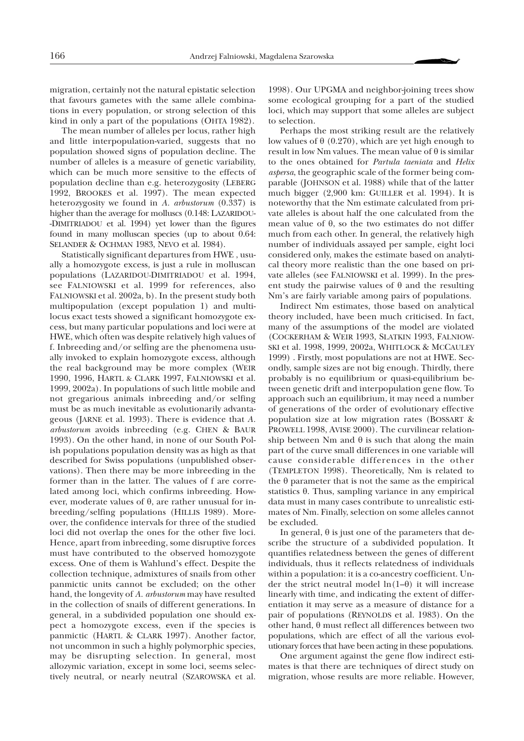migration, certainly not the natural epistatic selection that favours gametes with the same allele combinations in every population, or strong selection of this kind in only a part of the populations (OHTA 1982).

The mean number of alleles per locus, rather high and little interpopulation-varied, suggests that no population showed signs of population decline. The number of alleles is a measure of genetic variability, which can be much more sensitive to the effects of population decline than e.g. heterozygosity (LEBERG 1992, BROOKES et al. 1997). The mean expected heterozygosity we found in *A. arbustorum* (0.337) is higher than the average for molluscs (0.148: LAZARIDOU-DIMITRIADOU et al. 1994) yet lower than the figures found in many molluscan species (up to about 0.64: SELANDER & OCHMAN 1983, NEVO et al. 1984).

Statistically significant departures from HWE , usually a homozygote excess, is just a rule in molluscan populations (LAZARIDOU-DIMITRIADOU et al. 1994, see FALNIOWSKI et al. 1999 for references, also FALNIOWSKI et al. 2002a, b). In the present study both multipopulation (except population 1) and multilocus exact tests showed a significant homozygote excess, but many particular populations and loci were at HWE, which often was despite relatively high values of f. Inbreeding and/or selfing are the phenomena usually invoked to explain homozygote excess, although the real background may be more complex (WEIR 1990, 1996, HARTL & CLARK 1997, FALNIOWSKI et al. 1999, 2002a). In populations of such little mobile and not gregarious animals inbreeding and/or selfing must be as much inevitable as evolutionarily advantageous (JARNE et al. 1993). There is evidence that *A. arbustorum* avoids inbreeding (e.g. CHEN & BAUR 1993). On the other hand, in none of our South Polish populations population density was as high as that described for Swiss populations (unpublished observations). Then there may be more inbreeding in the former than in the latter. The values of f are correlated among loci, which confirms inbreeding. However, moderate values of θ, are rather unusual for inbreeding/selfing populations (HILLIS 1989). Moreover, the confidence intervals for three of the studied loci did not overlap the ones for the other five loci. Hence, apart from inbreeding, some disruptive forces must have contributed to the observed homozygote excess. One of them is Wahlund's effect. Despite the collection technique, admixtures of snails from other panmictic units cannot be excluded; on the other hand, the longevity of *A. arbustorum* may have resulted in the collection of snails of different generations. In general, in a subdivided population one should expect a homozygote excess, even if the species is panmictic (HARTL & CLARK 1997). Another factor, not uncommon in such a highly polymorphic species, may be disrupting selection. In general, most allozymic variation, except in some loci, seems selectively neutral, or nearly neutral (SZAROWSKA et al. 1998). Our UPGMA and neighbor-joining trees show some ecological grouping for a part of the studied loci, which may support that some alleles are subject to selection.

Perhaps the most striking result are the relatively low values of θ (0.270), which are yet high enough to result in low Nm values. The mean value of θ is similar to the ones obtained for *Partula taeniata* and *Helix aspersa*, the geographic scale of the former being comparable (JOHNSON et al. 1988) while that of the latter much bigger (2,900 km: GUILLER et al. 1994). It is noteworthy that the Nm estimate calculated from private alleles is about half the one calculated from the mean value of θ, so the two estimates do not differ much from each other. In general, the relatively high number of individuals assayed per sample, eight loci considered only, makes the estimate based on analytical theory more realistic than the one based on private alleles (see FALNIOWSKI et al. 1999). In the present study the pairwise values of θ and the resulting Nm's are fairly variable among pairs of populations.

Indirect Nm estimates, those based on analytical theory included, have been much criticised. In fact, many of the assumptions of the model are violated (COCKERHAM & WEIR 1993, SLATKIN 1993, FALNIOWSKI et al. 1998, 1999, 2002a, WHITLOCK & MCCAULEY 1999) . Firstly, most populations are not at HWE. Secondly, sample sizes are not big enough. Thirdly, there probably is no equilibrium or quasi-equilibrium between genetic drift and interpopulation gene flow. To approach such an equilibrium, it may need a number of generations of the order of evolutionary effective population size at low migration rates (BOSSART & PROWELL 1998, AVISE 2000). The curvilinear relationship between Nm and θ is such that along the main part of the curve small differences in one variable will cause considerable differences in the other (TEMPLETON 1998). Theoretically, Nm is related to the θ parameter that is not the same as the empirical statistics θ. Thus, sampling variance in any empirical data must in many cases contribute to unrealistic estimates of Nm. Finally, selection on some alleles cannot be excluded.

In general, θ is just one of the parameters that describe the structure of a subdivided population. It quantifies relatedness between the genes of different individuals, thus it reflects relatedness of individuals within a population: it is a co-ancestry coefficient. Under the strict neutral model $\ln(1–\theta)$ it will increase linearly with time, and indicating the extent of differentiation it may serve as a measure of distance for a pair of populations (REYNOLDS et al. 1983). On the other hand, θ must reflect all differences between two populations, which are effect of all the various evolutionary forces that have been acting in these populations.

One argument against the gene flow indirect estimates is that there are techniques of direct study on migration, whose results are more reliable. However,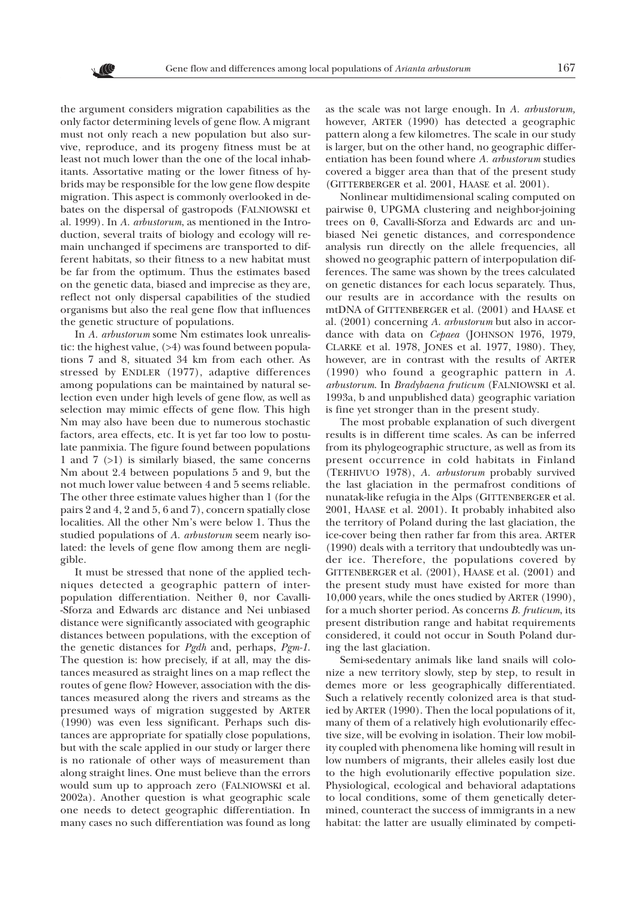the argument considers migration capabilities as the only factor determining levels of gene flow. A migrant must not only reach a new population but also survive, reproduce, and its progeny fitness must be at least not much lower than the one of the local inhabitants. Assortative mating or the lower fitness of hybrids may be responsible for the low gene flow despite migration. This aspect is commonly overlooked in debates on the dispersal of gastropods (FALNIOWSKI et al. 1999). In *A. arbustorum*, as mentioned in the Introduction, several traits of biology and ecology will remain unchanged if specimens are transported to different habitats, so their fitness to a new habitat must be far from the optimum. Thus the estimates based on the genetic data, biased and imprecise as they are, reflect not only dispersal capabilities of the studied organisms but also the real gene flow that influences the genetic structure of populations.

In *A. arbustorum* some Nm estimates look unrealistic: the highest value, (>4) was found between populations 7 and 8, situated 34 km from each other. As stressed by ENDLER (1977), adaptive differences among populations can be maintained by natural selection even under high levels of gene flow, as well as selection may mimic effects of gene flow. This high Nm may also have been due to numerous stochastic factors, area effects, etc. It is yet far too low to postulate panmixia. The figure found between populations 1 and 7 (>1) is similarly biased, the same concerns Nm about 2.4 between populations 5 and 9, but the not much lower value between 4 and 5 seems reliable. The other three estimate values higher than 1 (for the pairs 2 and 4, 2 and 5, 6 and 7), concern spatially close localities. All the other Nm's were below 1. Thus the studied populations of *A. arbustorum* seem nearly isolated: the levels of gene flow among them are negligible.

It must be stressed that none of the applied techniques detected a geographic pattern of interpopulation differentiation. Neither θ, nor Cavalli-Sforza and Edwards arc distance and Nei unbiased distance were significantly associated with geographic distances between populations, with the exception of the genetic distances for *Pgdh* and, perhaps, *Pgm-1*. The question is: how precisely, if at all, may the distances measured as straight lines on a map reflect the routes of gene flow? However, association with the distances measured along the rivers and streams as the presumed ways of migration suggested by ARTER (1990) was even less significant. Perhaps such distances are appropriate for spatially close populations, but with the scale applied in our study or larger there is no rationale of other ways of measurement than along straight lines. One must believe than the errors would sum up to approach zero (FALNIOWSKI et al. 2002a). Another question is what geographic scale one needs to detect geographic differentiation. In many cases no such differentiation was found as long as the scale was not large enough. In *A. arbustorum,* however, ARTER (1990) has detected a geographic pattern along a few kilometres. The scale in our study is larger, but on the other hand, no geographic differentiation has been found where *A. arbustorum* studies covered a bigger area than that of the present study (GITTERBERGER et al. 2001, HAASE et al. 2001).

Nonlinear multidimensional scaling computed on pairwise θ, UPGMA clustering and neighbor-joining trees on θ, Cavalli-Sforza and Edwards arc and unbiased Nei genetic distances, and correspondence analysis run directly on the allele frequencies, all showed no geographic pattern of interpopulation differences. The same was shown by the trees calculated on genetic distances for each locus separately. Thus, our results are in accordance with the results on mtDNA of GITTENBERGER et al. (2001) and HAASE et al. (2001) concerning *A. arbustorum* but also in accordance with data on *Cepaea* (JOHNSON 1976, 1979, CLARKE et al. 1978, JONES et al. 1977, 1980). They, however, are in contrast with the results of ARTER (1990) who found a geographic pattern in *A. arbustorum*. In *Bradybaena fruticum* (FALNIOWSKI et al. 1993a, b and unpublished data) geographic variation is fine yet stronger than in the present study.

The most probable explanation of such divergent results is in different time scales. As can be inferred from its phylogeographic structure, as well as from its present occurrence in cold habitats in Finland (TERHIVUO 1978), *A. arbustorum* probably survived the last glaciation in the permafrost conditions of nunatak-like refugia in the Alps (GITTENBERGER et al. 2001, HAASE et al. 2001). It probably inhabited also the territory of Poland during the last glaciation, the ice-cover being then rather far from this area. ARTER (1990) deals with a territory that undoubtedly was under ice. Therefore, the populations covered by GITTENBERGER et al. (2001), HAASE et al. (2001) and the present study must have existed for more than 10,000 years, while the ones studied by ARTER (1990), for a much shorter period. As concerns *B. fruticum*, its present distribution range and habitat requirements considered, it could not occur in South Poland during the last glaciation.

Semi-sedentary animals like land snails will colonize a new territory slowly, step by step, to result in demes more or less geographically differentiated. Such a relatively recently colonized area is that studied by ARTER (1990). Then the local populations of it, many of them of a relatively high evolutionarily effective size, will be evolving in isolation. Their low mobility coupled with phenomena like homing will result in low numbers of migrants, their alleles easily lost due to the high evolutionarily effective population size. Physiological, ecological and behavioral adaptations to local conditions, some of them genetically determined, counteract the success of immigrants in a new habitat: the latter are usually eliminated by competi-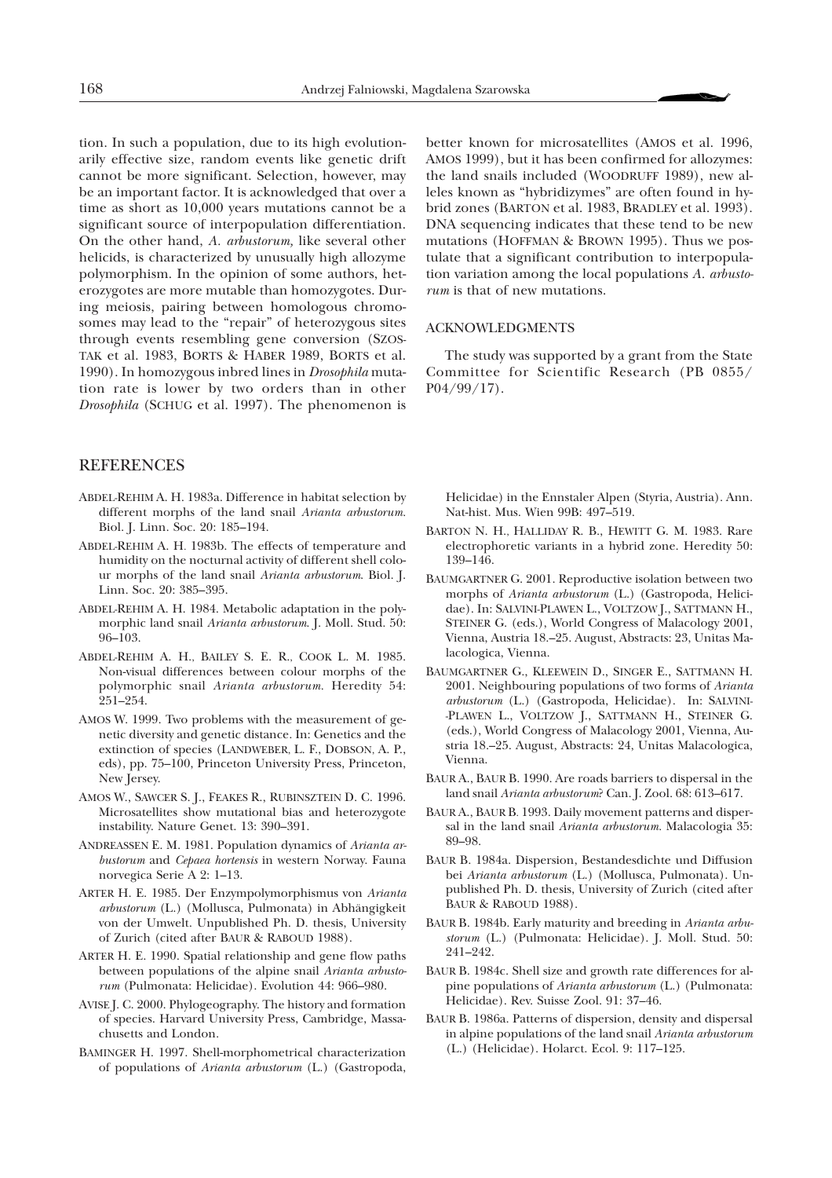tion. In such a population, due to its high evolutionarily effective size, random events like genetic drift cannot be more significant. Selection, however, may be an important factor. It is acknowledged that over a time as short as 10,000 years mutations cannot be a significant source of interpopulation differentiation. On the other hand, *A. arbustorum,* like several other helicids, is characterized by unusually high allozyme polymorphism. In the opinion of some authors, heterozygotes are more mutable than homozygotes. During meiosis, pairing between homologous chromosomes may lead to the "repair" of heterozygous sites through events resembling gene conversion (SZOSTAK et al. 1983, BORTS & HABER 1989, BORTS et al. 1990). In homozygous inbred lines in *Drosophila* mutation rate is lower by two orders than in other *Drosophila* (SCHUG et al. 1997). The phenomenon is better known for microsatellites (AMOS et al. 1996, AMOS 1999), but it has been confirmed for allozymes: the land snails included (WOODRUFF 1989), new alleles known as "hybridizymes" are often found in hybrid zones (BARTON et al. 1983, BRADLEY et al. 1993). DNA sequencing indicates that these tend to be new mutations (HOFFMAN & BROWN 1995). Thus we postulate that a significant contribution to interpopulation variation among the local populations *A. arbustorum* is that of new mutations.

## ACKNOWLEDGMENTS

The study was supported by a grant from the State Committee for Scientific Research (PB 0855/P04/99/17).

## REFERENCES

ABDEL-REHIM A. H. 1983a. Difference in habitat selection by different morphs of the land snail *Arianta arbustorum*. Biol. J. Linn. Soc. 20: 185–194.

ABDEL-REHIM A. H. 1983b. The effects of temperature and humidity on the nocturnal activity of different shell colour morphs of the land snail *Arianta arbustorum*. Biol. J. Linn. Soc. 20: 385–395.

ABDEL-REHIM A. H. 1984. Metabolic adaptation in the polymorphic land snail *Arianta arbustorum*. J. Moll. Stud. 50: 96–103.

ABDEL-REHIM A. H., BAILEY S. E. R., COOK L. M. 1985. Non-visual differences between colour morphs of the polymorphic snail *Arianta arbustorum*. Heredity 54: 251–254.

AMOS W. 1999. Two problems with the measurement of genetic diversity and genetic distance. In: Genetics and the extinction of species (LANDWEBER, L. F., DOBSON, A. P., eds), pp. 75–100, Princeton University Press, Princeton, New Jersey.

AMOS W., SAWCER S. J., FEAKES R., RUBINSZTEIN D. C. 1996. Microsatellites show mutational bias and heterozygote instability. Nature Genet. 13: 390–391.

ANDREASSEN E. M. 1981. Population dynamics of *Arianta arbustorum* and *Cepaea hortensis* in western Norway. Fauna norvegica Serie A 2: 1–13.

ARTER H. E. 1985. Der Enzympolymorphismus von *Arianta arbustorum* (L.) (Mollusca, Pulmonata) in Abhängigkeit von der Umwelt. Unpublished Ph. D. thesis, University of Zurich (cited after BAUR & RABOUD 1988).

ARTER H. E. 1990. Spatial relationship and gene flow paths between populations of the alpine snail *Arianta arbustorum* (Pulmonata: Helicidae). Evolution 44: 966–980.

AVISE J. C. 2000. Phylogeography. The history and formation of species. Harvard University Press, Cambridge, Massachusetts and London.

BAMINGER H. 1997. Shell-morphometrical characterization of populations of *Arianta arbustorum* (L.) (Gastropoda, Helicidae) in the Ennstaler Alpen (Styria, Austria). Ann. Nat-hist. Mus. Wien 99B: 497–519.

BARTON N. H., HALLIDAY R. B., HEWITT G. M. 1983. Rare electrophoretic variants in a hybrid zone. Heredity 50: 139–146.

BAUMGARTNER G. 2001. Reproductive isolation between two morphs of *Arianta arbustorum* (L.) (Gastropoda, Helicidae). In: SALVINI-PLAWEN L., VOLTZOW J., SATTMANN H., STEINER G. (eds.), World Congress of Malacology 2001, Vienna, Austria 18.–25. August, Abstracts: 23, Unitas Malacologica, Vienna.

BAUMGARTNER G., KLEEWEIN D., SINGER E., SATTMANN H. 2001. Neighbouring populations of two forms of *Arianta arbustorum* (L.) (Gastropoda, Helicidae). In: SALVINI-PLAWEN L., VOLTZOW J., SATTMANN H., STEINER G. (eds.), World Congress of Malacology 2001, Vienna, Austria 18.–25. August, Abstracts: 24, Unitas Malacologica, Vienna.

BAUR A., BAUR B. 1990. Are roads barriers to dispersal in the land snail *Arianta arbustorum*? Can. J. Zool. 68: 613–617.

BAUR A., BAUR B. 1993. Daily movement patterns and dispersal in the land snail *Arianta arbustorum*. Malacologia 35: 89–98.

BAUR B. 1984a. Dispersion, Bestandesdichte und Diffusion bei *Arianta arbustorum* (L.) (Mollusca, Pulmonata). Unpublished Ph. D. thesis, University of Zurich (cited after BAUR & RABOUD 1988).

BAUR B. 1984b. Early maturity and breeding in *Arianta arbustorum* (L.) (Pulmonata: Helicidae). J. Moll. Stud. 50: 241–242.

BAUR B. 1984c. Shell size and growth rate differences for alpine populations of *Arianta arbustorum* (L.) (Pulmonata: Helicidae). Rev. Suisse Zool. 91: 37–46.

BAUR B. 1986a. Patterns of dispersion, density and dispersal in alpine populations of the land snail *Arianta arbustorum* (L.) (Helicidae). Holarct. Ecol. 9: 117–125.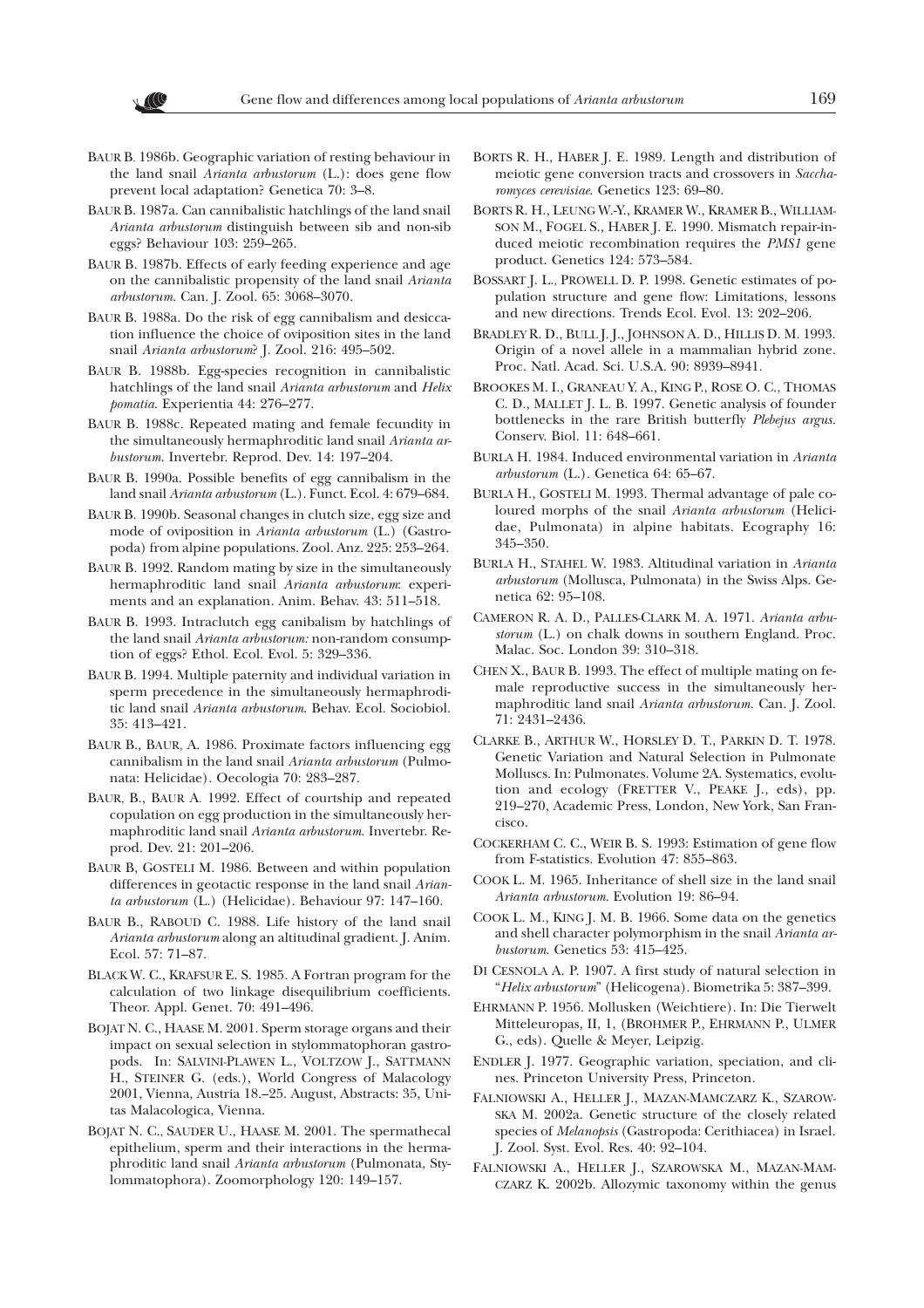BAUR B. 1986b. Geographic variation of resting behaviour in the land snail *Arianta arbustorum* (L.): does gene flow prevent local adaptation? Genetica 70: 3–8.

BAUR B. 1987a. Can cannibalistic hatchlings of the land snail *Arianta arbustorum* distinguish between sib and non-sib eggs? Behaviour 103: 259–265.

BAUR B. 1987b. Effects of early feeding experience and age on the cannibalistic propensity of the land snail *Arianta arbustorum*. Can. J. Zool. 65: 3068–3070.

BAUR B. 1988a. Do the risk of egg cannibalism and desiccation influence the choice of oviposition sites in the land snail *Arianta arbustorum*? J. Zool. 216: 495–502.

BAUR B. 1988b. Egg-species recognition in cannibalistic hatchlings of the land snail *Arianta arbustorum* and *Helix pomatia*. Experientia 44: 276–277.

BAUR B. 1988c. Repeated mating and female fecundity in the simultaneously hermaphroditic land snail *Arianta arbustorum*. Invertebr. Reprod. Dev. 14: 197–204.

BAUR B. 1990a. Possible benefits of egg cannibalism in the land snail *Arianta arbustorum* (L.). Funct. Ecol. 4: 679–684.

BAUR B. 1990b. Seasonal changes in clutch size, egg size and mode of oviposition in *Arianta arbustorum* (L.) (Gastropoda) from alpine populations. Zool. Anz. 225: 253–264.

BAUR B. 1992. Random mating by size in the simultaneously hermaphroditic land snail *Arianta arbustorum*: experiments and an explanation. Anim. Behav. 43: 511–518.

BAUR B. 1993. Intraclutch egg canibalism by hatchlings of the land snail *Arianta arbustorum:* non-random consumption of eggs? Ethol. Ecol. Evol. 5: 329–336.

BAUR B. 1994. Multiple paternity and individual variation in sperm precedence in the simultaneously hermaphroditic land snail *Arianta arbustorum*. Behav. Ecol. Sociobiol. 35: 413–421.

BAUR B., BAUR, A. 1986. Proximate factors influencing egg cannibalism in the land snail *Arianta arbustorum* (Pulmonata: Helicidae). Oecologia 70: 283–287.

BAUR, B., BAUR A. 1992. Effect of courtship and repeated copulation on egg production in the simultaneously hermaphroditic land snail *Arianta arbustorum*. Invertebr. Reprod. Dev. 21: 201–206.

BAUR B, GOSTELI M. 1986. Between and within population differences in geotactic response in the land snail *Arianta arbustorum* (L.) (Helicidae). Behaviour 97: 147–160.

BAUR B., RABOUD C. 1988. Life history of the land snail *Arianta arbustorum* along an altitudinal gradient. J. Anim. Ecol. 57: 71–87.

BLACK W. C., KRAFSUR E. S. 1985. A Fortran program for the calculation of two linkage disequilibrium coefficients. Theor. Appl. Genet. 70: 491–496.

BOJAT N. C., HAASE M. 2001. Sperm storage organs and their impact on sexual selection in stylommatophoran gastropods. In: SALVINI-PLAWEN L., VOLTZOW J., SATTMANN H., STEINER G. (eds.), World Congress of Malacology 2001, Vienna, Austria 18.–25. August, Abstracts: 35, Unitas Malacologica, Vienna.

BOJAT N. C., SAUDER U., HAASE M. 2001. The spermathecal epithelium, sperm and their interactions in the hermaphroditic land snail *Arianta arbustorum* (Pulmonata, Stylommatophora). Zoomorphology 120: 149–157.

BORTS R. H., HABER J. E. 1989. Length and distribution of meiotic gene conversion tracts and crossovers in *Saccharomyces cerevisiae*. Genetics 123: 69–80.

BORTS R. H., LEUNG W.-Y., KRAMER W., KRAMER B., WILLIAMSON M., FOGEL S., HABER J. E. 1990. Mismatch repair-induced meiotic recombination requires the *PMS1* gene product. Genetics 124: 573–584.

BOSSART J. L., PROWELL D. P. 1998. Genetic estimates of population structure and gene flow: Limitations, lessons and new directions. Trends Ecol. Evol. 13: 202–206.

BRADLEY R. D., BULL J. J., JOHNSON A. D., HILLIS D. M. 1993. Origin of a novel allele in a mammalian hybrid zone. Proc. Natl. Acad. Sci. U.S.A. 90: 8939–8941.

BROOKES M. I., GRANEAU Y. A., KING P., ROSE O. C., THOMAS C. D., MALLET J. L. B. 1997. Genetic analysis of founder bottlenecks in the rare British butterfly *Plebejus argus*. Conserv. Biol. 11: 648–661.

BURLA H. 1984. Induced environmental variation in *Arianta arbustorum* (L.). Genetica 64: 65–67.

BURLA H., GOSTELI M. 1993. Thermal advantage of pale coloured morphs of the snail *Arianta arbustorum* (Helicidae, Pulmonata) in alpine habitats. Ecography 16: 345–350.

BURLA H., STAHEL W. 1983. Altitudinal variation in *Arianta arbustorum* (Mollusca, Pulmonata) in the Swiss Alps. Genetica 62: 95–108.

CAMERON R. A. D., PALLES-CLARK M. A. 1971. *Arianta arbustorum* (L.) on chalk downs in southern England. Proc. Malac. Soc. London 39: 310–318.

CHEN X., BAUR B. 1993. The effect of multiple mating on female reproductive success in the simultaneously hermaphroditic land snail *Arianta arbustorum*. Can. J. Zool. 71: 2431–2436.

CLARKE B., ARTHUR W., HORSLEY D. T., PARKIN D. T. 1978. Genetic Variation and Natural Selection in Pulmonate Molluscs. In: Pulmonates. Volume 2A. Systematics, evolution and ecology (FRETTER V., PEAKE J., eds), pp. 219–270, Academic Press, London, New York, San Francisco.

COCKERHAM C. C., WEIR B. S. 1993: Estimation of gene flow from F-statistics. Evolution 47: 855–863.

COOK L. M. 1965. Inheritance of shell size in the land snail *Arianta arbustorum*. Evolution 19: 86–94.

COOK L. M., KING J. M. B. 1966. Some data on the genetics and shell character polymorphism in the snail *Arianta arbustorum*. Genetics 53: 415–425.

DI CESNOLA A. P. 1907. A first study of natural selection in "*Helix arbustorum*" (Helicogena). Biometrika 5: 387–399.

EHRMANN P. 1956. Mollusken (Weichtiere). In: Die Tierwelt Mitteleuropas, II, 1, (BROHMER P., EHRMANN P., ULMER G., eds). Quelle & Meyer, Leipzig.

ENDLER J. 1977. Geographic variation, speciation, and clines. Princeton University Press, Princeton.

FALNIOWSKI A., HELLER J., MAZAN-MAMCZARZ K., SZAROWSKA M. 2002a. Genetic structure of the closely related species of *Melanopsis* (Gastropoda: Cerithiacea) in Israel. J. Zool. Syst. Evol. Res. 40: 92–104.

FALNIOWSKI A., HELLER J., SZAROWSKA M., MAZAN-MAMCZARZ K. 2002b. Allozymic taxonomy within the genus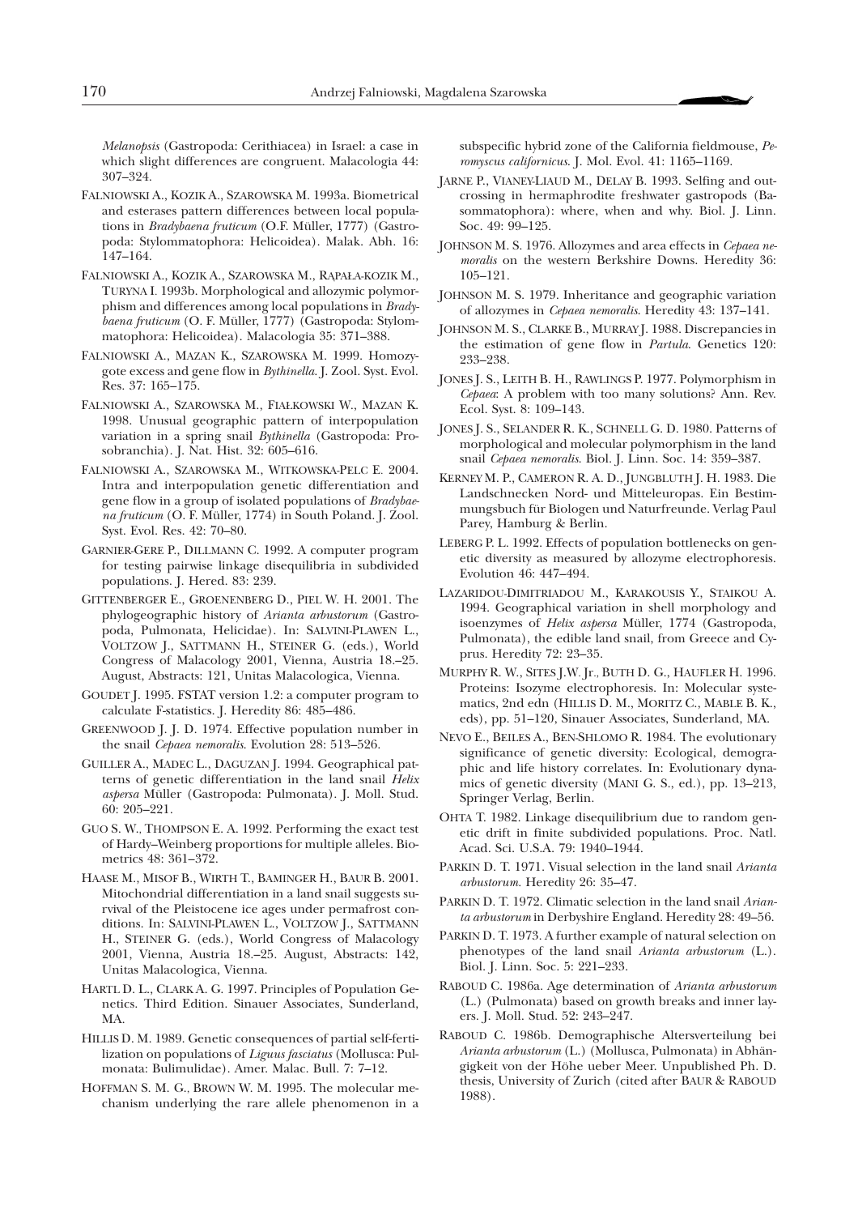*Melanopsis* (Gastropoda: Cerithiacea) in Israel: a case in which slight differences are congruent. Malacologia 44: 307–324.

FALNIOWSKI A., KOZIK A., SZAROWSKA M. 1993a. Biometrical and esterases pattern differences between local populations in *Bradybaena fruticum* (O.F. Müller, 1777) (Gastropoda: Stylommatophora: Helicoidea). Malak. Abh. 16: 147–164.

FALNIOWSKI A., KOZIK A., SZAROWSKA M., RĄPAŁA-KOZIK M., TURYNA I. 1993b. Morphological and allozymic polymorphism and differences among local populations in *Bradybaena fruticum* (O. F. Müller, 1777) (Gastropoda: Stylommatophora: Helicoidea). Malacologia 35: 371–388.

FALNIOWSKI A., MAZAN K., SZAROWSKA M. 1999. Homozygote excess and gene flow in *Bythinella*. J. Zool. Syst. Evol. Res. 37: 165–175.

FALNIOWSKI A., SZAROWSKA M., FIAŁKOWSKI W., MAZAN K. 1998. Unusual geographic pattern of interpopulation variation in a spring snail *Bythinella* (Gastropoda: Prosobranchia). J. Nat. Hist. 32: 605–616.

FALNIOWSKI A., SZAROWSKA M., WITKOWSKA-PELC E. 2004. Intra and interpopulation genetic differentiation and gene flow in a group of isolated populations of *Bradybaena fruticum* (O. F. Müller, 1774) in South Poland. J. Zool. Syst. Evol. Res. 42: 70–80.

GARNIER-GERE P., DILLMANN C. 1992. A computer program for testing pairwise linkage disequilibria in subdivided populations. J. Hered. 83: 239.

GITTENBERGER E., GROENENBERG D., PIEL W. H. 2001. The phylogeographic history of *Arianta arbustorum* (Gastropoda, Pulmonata, Helicidae). In: SALVINI-PLAWEN L., VOLTZOW J., SATTMANN H., STEINER G. (eds.), World Congress of Malacology 2001, Vienna, Austria 18.–25. August, Abstracts: 121, Unitas Malacologica, Vienna.

GOUDET J. 1995. FSTAT version 1.2: a computer program to calculate F-statistics. J. Heredity 86: 485–486.

GREENWOOD J. J. D. 1974. Effective population number in the snail *Cepaea nemoralis*. Evolution 28: 513–526.

GUILLER A., MADEC L., DAGUZAN J. 1994. Geographical patterns of genetic differentiation in the land snail *Helix aspersa* Müller (Gastropoda: Pulmonata). J. Moll. Stud. 60: 205–221.

GUO S. W., THOMPSON E. A. 1992. Performing the exact test of Hardy–Weinberg proportions for multiple alleles. Biometrics 48: 361–372.

HAASE M., MISOF B., WIRTH T., BAMINGER H., BAUR B. 2001. Mitochondrial differentiation in a land snail suggests survival of the Pleistocene ice ages under permafrost conditions. In: SALVINI-PLAWEN L., VOLTZOW J., SATTMANN H., STEINER G. (eds.), World Congress of Malacology 2001, Vienna, Austria 18.–25. August, Abstracts: 142, Unitas Malacologica, Vienna.

HARTL D. L., CLARK A. G. 1997. Principles of Population Genetics. Third Edition. Sinauer Associates, Sunderland, MA.

HILLIS D. M. 1989. Genetic consequences of partial self-fertilization on populations of *Liguus fasciatus* (Mollusca: Pulmonata: Bulimulidae). Amer. Malac. Bull. 7: 7–12.

HOFFMAN S. M. G., BROWN W. M. 1995. The molecular mechanism underlying the rare allele phenomenon in a subspecific hybrid zone of the California fieldmouse, *Peromyscus californicus*. J. Mol. Evol. 41: 1165–1169.

JARNE P., VIANEY-LIAUD M., DELAY B. 1993. Selfing and outcrossing in hermaphrodite freshwater gastropods (Basommatophora): where, when and why. Biol. J. Linn. Soc. 49: 99–125.

JOHNSON M. S. 1976. Allozymes and area effects in *Cepaea nemoralis* on the western Berkshire Downs. Heredity 36: 105–121.

JOHNSON M. S. 1979. Inheritance and geographic variation of allozymes in *Cepaea nemoralis*. Heredity 43: 137–141.

JOHNSON M. S., CLARKE B., MURRAY J. 1988. Discrepancies in the estimation of gene flow in *Partula*. Genetics 120: 233–238.

JONES J. S., LEITH B. H., RAWLINGS P. 1977. Polymorphism in *Cepaea*: A problem with too many solutions? Ann. Rev. Ecol. Syst. 8: 109–143.

JONES J. S., SELANDER R. K., SCHNELL G. D. 1980. Patterns of morphological and molecular polymorphism in the land snail *Cepaea nemoralis*. Biol. J. Linn. Soc. 14: 359–387.

KERNEY M. P., CAMERON R. A. D., JUNGBLUTH J. H. 1983. Die Landschnecken Nord- und Mitteleuropas. Ein Bestimmungsbuch für Biologen und Naturfreunde. Verlag Paul Parey, Hamburg & Berlin.

LEBERG P. L. 1992. Effects of population bottlenecks on genetic diversity as measured by allozyme electrophoresis. Evolution 46: 447–494.

LAZARIDOU-DIMITRIADOU M., KARAKOUSIS Y., STAIKOU A. 1994. Geographical variation in shell morphology and isoenzymes of *Helix aspersa* Müller, 1774 (Gastropoda, Pulmonata), the edible land snail, from Greece and Cyprus. Heredity 72: 23–35.

MURPHY R. W., SITES J.W. Jr., BUTH D. G., HAUFLER H. 1996. Proteins: Isozyme electrophoresis. In: Molecular systematics, 2nd edn (HILLIS D. M., MORITZ C., MABLE B. K., eds), pp. 51–120, Sinauer Associates, Sunderland, MA.

NEVO E., BEILES A., BEN-SHLOMO R. 1984. The evolutionary significance of genetic diversity: Ecological, demographic and life history correlates. In: Evolutionary dynamics of genetic diversity (MANI G. S., ed.), pp. 13–213, Springer Verlag, Berlin.

OHTA T. 1982. Linkage disequilibrium due to random genetic drift in finite subdivided populations. Proc. Natl. Acad. Sci. U.S.A. 79: 1940–1944.

PARKIN D. T. 1971. Visual selection in the land snail *Arianta arbustorum*. Heredity 26: 35–47.

PARKIN D. T. 1972. Climatic selection in the land snail *Arianta arbustorum* in Derbyshire England. Heredity 28: 49–56.

PARKIN D. T. 1973. A further example of natural selection on phenotypes of the land snail *Arianta arbustorum* (L.). Biol. J. Linn. Soc. 5: 221–233.

RABOUD C. 1986a. Age determination of *Arianta arbustorum* (L.) (Pulmonata) based on growth breaks and inner layers. J. Moll. Stud. 52: 243–247.

RABOUD C. 1986b. Demographische Altersverteilung bei *Arianta arbustorum* (L.) (Mollusca, Pulmonata) in Abhängigkeit von der Höhe ueber Meer. Unpublished Ph. D. thesis, University of Zurich (cited after BAUR & RABOUD 1988).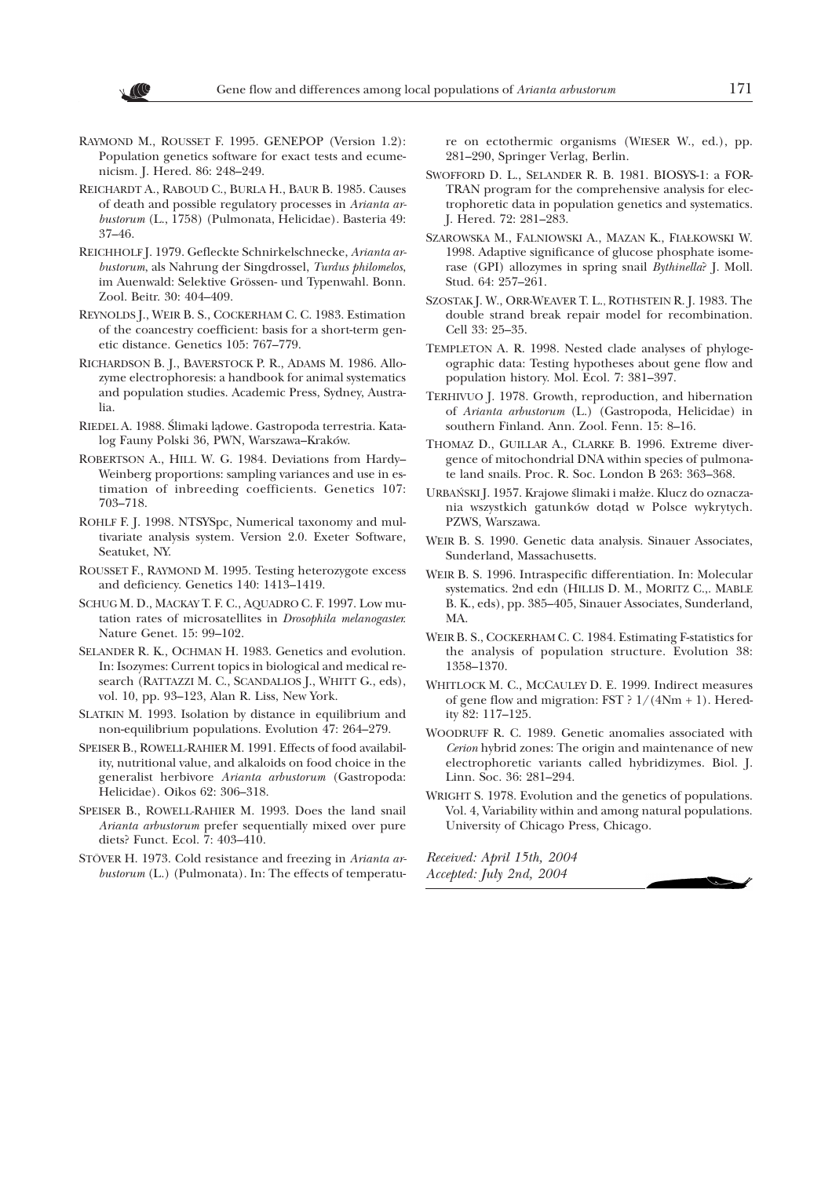RAYMOND M., ROUSSET F. 1995. GENEPOP (Version 1.2): Population genetics software for exact tests and ecumenicism. J. Hered. 86: 248–249.

REICHARDT A., RABOUD C., BURLA H., BAUR B. 1985. Causes of death and possible regulatory processes in *Arianta arbustorum* (L., 1758) (Pulmonata, Helicidae). Basteria 49: 37–46.

REICHHOLF J. 1979. Gefleckte Schnirkelschnecke, *Arianta arbustorum*, als Nahrung der Singdrossel, *Turdus philomelos*, im Auenwald: Selektive Grössen- und Typenwahl. Bonn. Zool. Beitr. 30: 404–409.

REYNOLDS J., WEIR B. S., COCKERHAM C. C. 1983. Estimation of the coancestry coefficient: basis for a short-term genetic distance. Genetics 105: 767–779.

RICHARDSON B. J., BAVERSTOCK P. R., ADAMS M. 1986. Allozyme electrophoresis: a handbook for animal systematics and population studies. Academic Press, Sydney, Australia.

RIEDEL A. 1988. Ślimaki lądowe. Gastropoda terrestria. Katalog Fauny Polski 36, PWN, Warszawa–Kraków.

ROBERTSON A., HILL W. G. 1984. Deviations from Hardy–Weinberg proportions: sampling variances and use in estimation of inbreeding coefficients. Genetics 107: 703–718.

ROHLF F. J. 1998. NTSYSpc, Numerical taxonomy and multivariate analysis system. Version 2.0. Exeter Software, Seatuket, NY.

ROUSSET F., RAYMOND M. 1995. Testing heterozygote excess and deficiency. Genetics 140: 1413–1419.

SCHUG M. D., MACKAY T. F. C., AQUADRO C. F. 1997. Low mutation rates of microsatellites in *Drosophila melanogaster.* Nature Genet. 15: 99–102.

SELANDER R. K., OCHMAN H. 1983. Genetics and evolution. In: Isozymes: Current topics in biological and medical research (RATTAZZI M. C., SCANDALIOS J., WHITT G., eds), vol. 10, pp. 93–123, Alan R. Liss, New York.

SLATKIN M. 1993. Isolation by distance in equilibrium and non-equilibrium populations. Evolution 47: 264–279.

SPEISER B., ROWELL-RAHIER M. 1991. Effects of food availability, nutritional value, and alkaloids on food choice in the generalist herbivore *Arianta arbustorum* (Gastropoda: Helicidae). Oikos 62: 306–318.

SPEISER B., ROWELL-RAHIER M. 1993. Does the land snail *Arianta arbustorum* prefer sequentially mixed over pure diets? Funct. Ecol. 7: 403–410.

STÖVER H. 1973. Cold resistance and freezing in *Arianta arbustorum* (L.) (Pulmonata). In: The effects of temperature on ectothermic organisms (WIESER W., ed.), pp. 281–290, Springer Verlag, Berlin.

SWOFFORD D. L., SELANDER R. B. 1981. BIOSYS-1: a FORTRAN program for the comprehensive analysis for electrophoretic data in population genetics and systematics. J. Hered. 72: 281–283.

SZAROWSKA M., FALNIOWSKI A., MAZAN K., FIAŁKOWSKI W. 1998. Adaptive significance of glucose phosphate isomerase (GPI) allozymes in spring snail *Bythinella*? J. Moll. Stud. 64: 257–261.

SZOSTAK J. W., ORR-WEAVER T. L., ROTHSTEIN R. J. 1983. The double strand break repair model for recombination. Cell 33: 25–35.

TEMPLETON A. R. 1998. Nested clade analyses of phylogeographic data: Testing hypotheses about gene flow and population history. Mol. Ecol. 7: 381–397.

TERHIVUO J. 1978. Growth, reproduction, and hibernation of *Arianta arbustorum* (L.) (Gastropoda, Helicidae) in southern Finland. Ann. Zool. Fenn. 15: 8–16.

THOMAZ D., GUILLAR A., CLARKE B. 1996. Extreme divergence of mitochondrial DNA within species of pulmonate land snails. Proc. R. Soc. London B 263: 363–368.

URBAŃSKI J. 1957. Krajowe ślimaki i małże. Klucz do oznaczania wszystkich gatunków dotąd w Polsce wykrytych. PZWS, Warszawa.

WEIR B. S. 1990. Genetic data analysis. Sinauer Associates, Sunderland, Massachusetts.

WEIR B. S. 1996. Intraspecific differentiation. In: Molecular systematics. 2nd edn (HILLIS D. M., MORITZ C.,. MABLE B. K., eds), pp. 385–405, Sinauer Associates, Sunderland, MA.

WEIR B. S., COCKERHAM C. C. 1984. Estimating F-statistics for the analysis of population structure. Evolution 38: 1358–1370.

WHITLOCK M. C., MCCAULEY D. E. 1999. Indirect measures of gene flow and migration: FST ? 1/(4Nm + 1). Heredity 82: 117–125.

WOODRUFF R. C. 1989. Genetic anomalies associated with *Cerion* hybrid zones: The origin and maintenance of new electrophoretic variants called hybridizymes. Biol. J. Linn. Soc. 36: 281–294.

WRIGHT S. 1978. Evolution and the genetics of populations. Vol. 4, Variability within and among natural populations. University of Chicago Press, Chicago.

*Received: April 15th, 2004*
*Accepted: July 2nd, 2004*